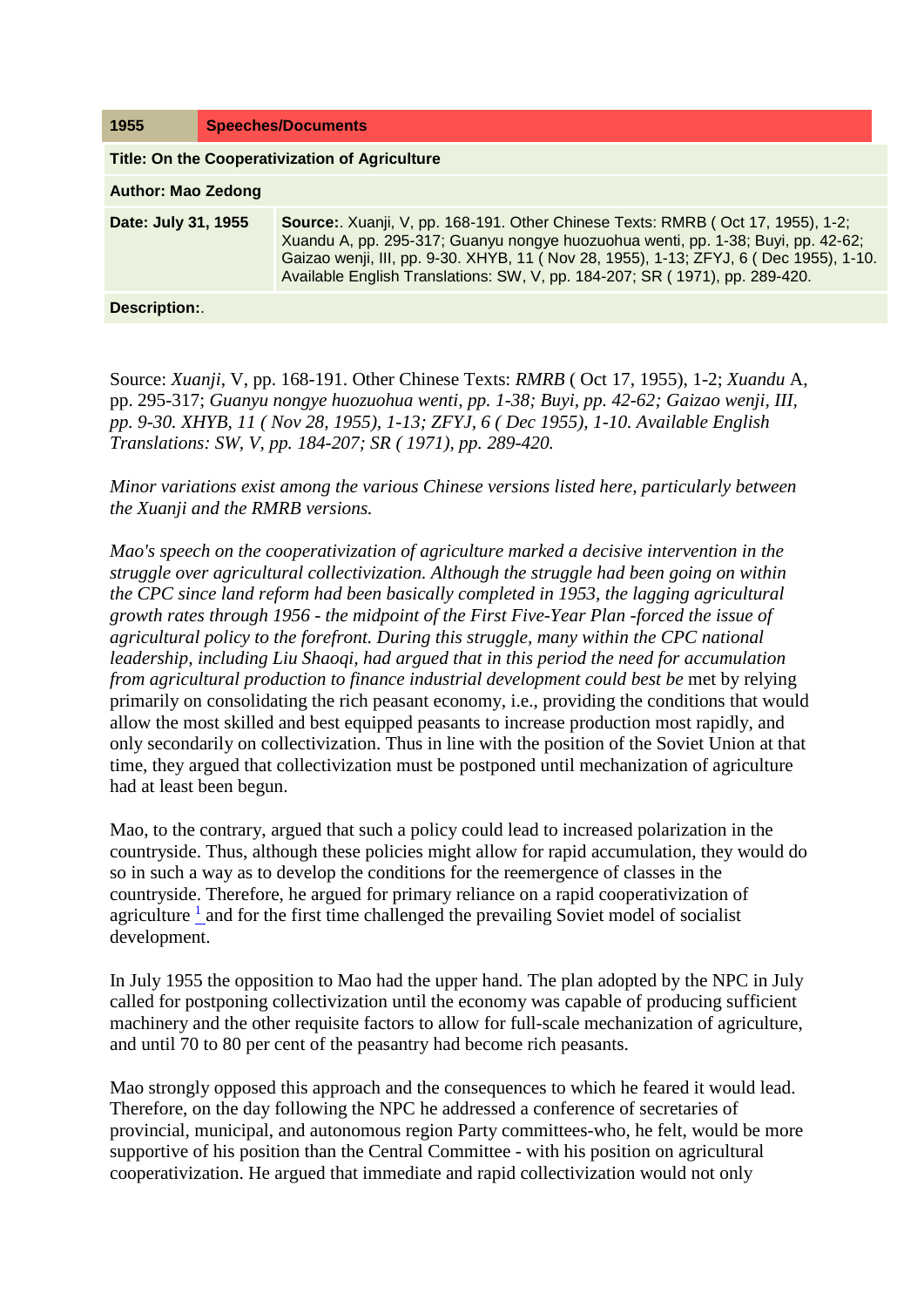| 1955 | Speeches/Documents |
|---|---|
| **Title: On the Cooperativization of Agriculture** | |
| **Author: Mao Zedong** | |
| **Date: July 31, 1955** | **Source:**. Xuanji, V, pp. 168-191. Other Chinese Texts: RMRB ( Oct 17, 1955), 1-2; Xuandu A, pp. 295-317; Guanyu nongye huozuohua wenti, pp. 1-38; Buyi, pp. 42-62; Gaizao wenji, III, pp. 9-30. XHYB, 11 ( Nov 28, 1955), 1-13; ZFYJ, 6 ( Dec 1955), 1-10. Available English Translations: SW, V, pp. 184-207; SR ( 1971), pp. 289-420. |
| **Description:**. | |

Source: *Xuanji*, V, pp. 168-191. Other Chinese Texts: *RMRB* ( Oct 17, 1955), 1-2; *Xuandu* A, pp. 295-317; *Guanyu nongye huozuohua wenti, pp. 1-38; Buyi, pp. 42-62; Gaizao wenji, III, pp. 9-30. XHYB, 11 ( Nov 28, 1955), 1-13; ZFYJ, 6 ( Dec 1955), 1-10. Available English Translations: SW, V, pp. 184-207; SR ( 1971), pp. 289-420.*

*Minor variations exist among the various Chinese versions listed here, particularly between the Xuanji and the RMRB versions.*

*Mao's speech on the cooperativization of agriculture marked a decisive intervention in the struggle over agricultural collectivization. Although the struggle had been going on within the CPC since land reform had been basically completed in 1953, the lagging agricultural growth rates through 1956 - the midpoint of the First Five-Year Plan -forced the issue of agricultural policy to the forefront. During this struggle, many within the CPC national leadership, including Liu Shaoqi, had argued that in this period the need for accumulation from agricultural production to finance industrial development could best be* met by relying primarily on consolidating the rich peasant economy, i.e., providing the conditions that would allow the most skilled and best equipped peasants to increase production most rapidly, and only secondarily on collectivization. Thus in line with the position of the Soviet Union at that time, they argued that collectivization must be postponed until mechanization of agriculture had at least been begun.

Mao, to the contrary, argued that such a policy could lead to increased polarization in the countryside. Thus, although these policies might allow for rapid accumulation, they would do so in such a way as to develop the conditions for the reemergence of classes in the countryside. Therefore, he argued for primary reliance on a rapid cooperativization of agriculture [1] and for the first time challenged the prevailing Soviet model of socialist development.

In July 1955 the opposition to Mao had the upper hand. The plan adopted by the NPC in July called for postponing collectivization until the economy was capable of producing sufficient machinery and the other requisite factors to allow for full-scale mechanization of agriculture, and until 70 to 80 per cent of the peasantry had become rich peasants.

Mao strongly opposed this approach and the consequences to which he feared it would lead. Therefore, on the day following the NPC he addressed a conference of secretaries of provincial, municipal, and autonomous region Party committees-who, he felt, would be more supportive of his position than the Central Committee - with his position on agricultural cooperativization. He argued that immediate and rapid collectivization would not only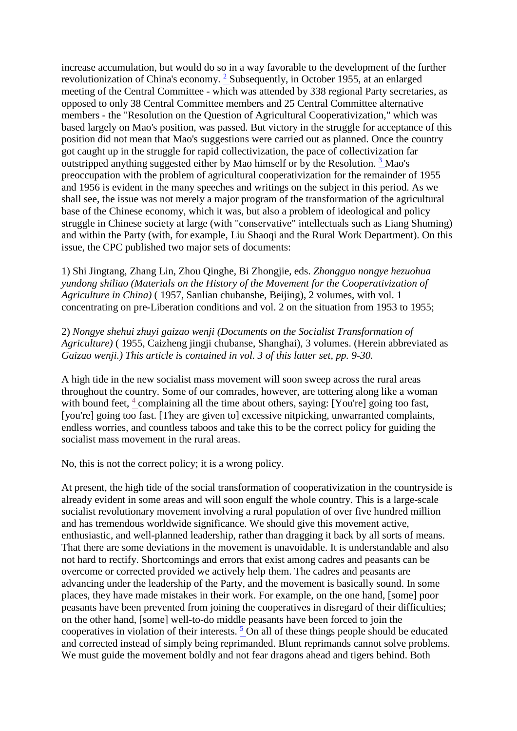increase accumulation, but would do so in a way favorable to the development of the further revolutionization of China's economy. [2] Subsequently, in October 1955, at an enlarged meeting of the Central Committee - which was attended by 338 regional Party secretaries, as opposed to only 38 Central Committee members and 25 Central Committee alternative members - the "Resolution on the Question of Agricultural Cooperativization," which was based largely on Mao's position, was passed. But victory in the struggle for acceptance of this position did not mean that Mao's suggestions were carried out as planned. Once the country got caught up in the struggle for rapid collectivization, the pace of collectivization far outstripped anything suggested either by Mao himself or by the Resolution. [3] Mao's preoccupation with the problem of agricultural cooperativization for the remainder of 1955 and 1956 is evident in the many speeches and writings on the subject in this period. As we shall see, the issue was not merely a major program of the transformation of the agricultural base of the Chinese economy, which it was, but also a problem of ideological and policy struggle in Chinese society at large (with "conservative" intellectuals such as Liang Shuming) and within the Party (with, for example, Liu Shaoqi and the Rural Work Department). On this issue, the CPC published two major sets of documents:

1) Shi Jingtang, Zhang Lin, Zhou Qinghe, Bi Zhongjie, eds. *Zhongguo nongye hezuohua yundong shiliao (Materials on the History of the Movement for the Cooperativization of Agriculture in China)* ( 1957, Sanlian chubanshe, Beijing), 2 volumes, with vol. 1 concentrating on pre-Liberation conditions and vol. 2 on the situation from 1953 to 1955;

2) *Nongye shehui zhuyi gaizao wenji (Documents on the Socialist Transformation of Agriculture)* ( 1955, Caizheng jingji chubanse, Shanghai), 3 volumes. (Herein abbreviated as *Gaizao wenji.) This article is contained in vol. 3 of this latter set, pp. 9-30.*

A high tide in the new socialist mass movement will soon sweep across the rural areas throughout the country. Some of our comrades, however, are tottering along like a woman with bound feet, [4] complaining all the time about others, saying: [You're] going too fast, [you're] going too fast. [They are given to] excessive nitpicking, unwarranted complaints, endless worries, and countless taboos and take this to be the correct policy for guiding the socialist mass movement in the rural areas.

No, this is not the correct policy; it is a wrong policy.

At present, the high tide of the social transformation of cooperativization in the countryside is already evident in some areas and will soon engulf the whole country. This is a large-scale socialist revolutionary movement involving a rural population of over five hundred million and has tremendous worldwide significance. We should give this movement active, enthusiastic, and well-planned leadership, rather than dragging it back by all sorts of means. That there are some deviations in the movement is unavoidable. It is understandable and also not hard to rectify. Shortcomings and errors that exist among cadres and peasants can be overcome or corrected provided we actively help them. The cadres and peasants are advancing under the leadership of the Party, and the movement is basically sound. In some places, they have made mistakes in their work. For example, on the one hand, [some] poor peasants have been prevented from joining the cooperatives in disregard of their difficulties; on the other hand, [some] well-to-do middle peasants have been forced to join the cooperatives in violation of their interests. [5] On all of these things people should be educated and corrected instead of simply being reprimanded. Blunt reprimands cannot solve problems. We must guide the movement boldly and not fear dragons ahead and tigers behind. Both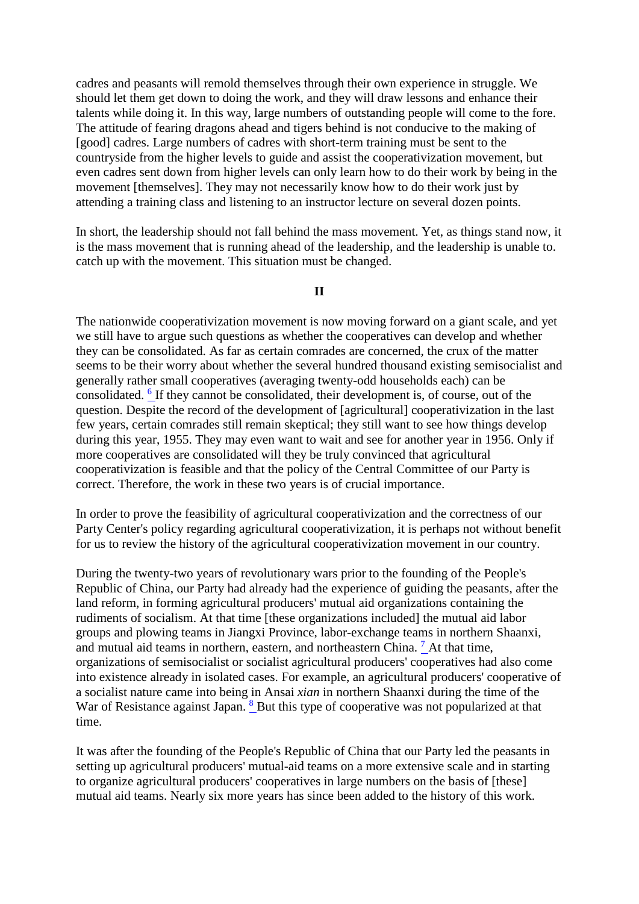cadres and peasants will remold themselves through their own experience in struggle. We should let them get down to doing the work, and they will draw lessons and enhance their talents while doing it. In this way, large numbers of outstanding people will come to the fore. The attitude of fearing dragons ahead and tigers behind is not conducive to the making of [good] cadres. Large numbers of cadres with short-term training must be sent to the countryside from the higher levels to guide and assist the cooperativization movement, but even cadres sent down from higher levels can only learn how to do their work by being in the movement [themselves]. They may not necessarily know how to do their work just by attending a training class and listening to an instructor lecture on several dozen points.

In short, the leadership should not fall behind the mass movement. Yet, as things stand now, it is the mass movement that is running ahead of the leadership, and the leadership is unable to. catch up with the movement. This situation must be changed.

## II

The nationwide cooperativization movement is now moving forward on a giant scale, and yet we still have to argue such questions as whether the cooperatives can develop and whether they can be consolidated. As far as certain comrades are concerned, the crux of the matter seems to be their worry about whether the several hundred thousand existing semisocialist and generally rather small cooperatives (averaging twenty-odd households each) can be consolidated. [6] If they cannot be consolidated, their development is, of course, out of the question. Despite the record of the development of [agricultural] cooperativization in the last few years, certain comrades still remain skeptical; they still want to see how things develop during this year, 1955. They may even want to wait and see for another year in 1956. Only if more cooperatives are consolidated will they be truly convinced that agricultural cooperativization is feasible and that the policy of the Central Committee of our Party is correct. Therefore, the work in these two years is of crucial importance.

In order to prove the feasibility of agricultural cooperativization and the correctness of our Party Center's policy regarding agricultural cooperativization, it is perhaps not without benefit for us to review the history of the agricultural cooperativization movement in our country.

During the twenty-two years of revolutionary wars prior to the founding of the People's Republic of China, our Party had already had the experience of guiding the peasants, after the land reform, in forming agricultural producers' mutual aid organizations containing the rudiments of socialism. At that time [these organizations included] the mutual aid labor groups and plowing teams in Jiangxi Province, labor-exchange teams in northern Shaanxi, and mutual aid teams in northern, eastern, and northeastern China. [7] At that time, organizations of semisocialist or socialist agricultural producers' cooperatives had also come into existence already in isolated cases. For example, an agricultural producers' cooperative of a socialist nature came into being in Ansai *xian* in northern Shaanxi during the time of the War of Resistance against Japan. [8] But this type of cooperative was not popularized at that time.

It was after the founding of the People's Republic of China that our Party led the peasants in setting up agricultural producers' mutual-aid teams on a more extensive scale and in starting to organize agricultural producers' cooperatives in large numbers on the basis of [these] mutual aid teams. Nearly six more years has since been added to the history of this work.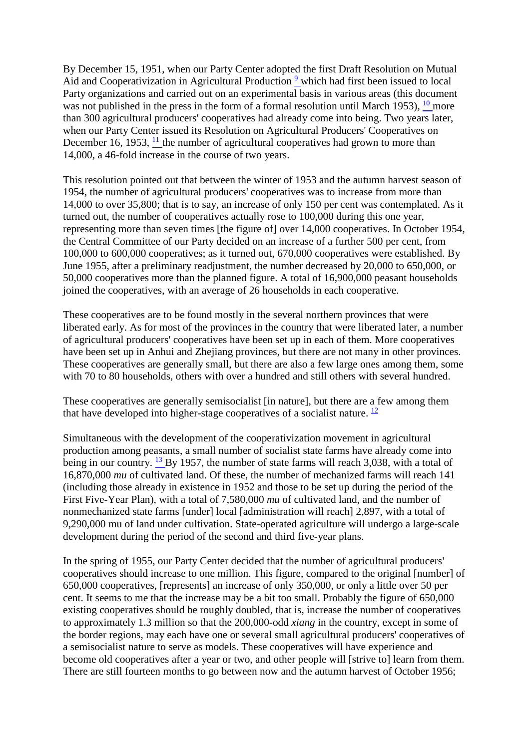By December 15, 1951, when our Party Center adopted the first Draft Resolution on Mutual Aid and Cooperativization in Agricultural Production [9] which had first been issued to local Party organizations and carried out on an experimental basis in various areas (this document was not published in the press in the form of a formal resolution until March 1953), [10] more than 300 agricultural producers' cooperatives had already come into being. Two years later, when our Party Center issued its Resolution on Agricultural Producers' Cooperatives on December 16, 1953, [11] the number of agricultural cooperatives had grown to more than 14,000, a 46-fold increase in the course of two years.

This resolution pointed out that between the winter of 1953 and the autumn harvest season of 1954, the number of agricultural producers' cooperatives was to increase from more than 14,000 to over 35,800; that is to say, an increase of only 150 per cent was contemplated. As it turned out, the number of cooperatives actually rose to 100,000 during this one year, representing more than seven times [the figure of] over 14,000 cooperatives. In October 1954, the Central Committee of our Party decided on an increase of a further 500 per cent, from 100,000 to 600,000 cooperatives; as it turned out, 670,000 cooperatives were established. By June 1955, after a preliminary readjustment, the number decreased by 20,000 to 650,000, or 50,000 cooperatives more than the planned figure. A total of 16,900,000 peasant households joined the cooperatives, with an average of 26 households in each cooperative.

These cooperatives are to be found mostly in the several northern provinces that were liberated early. As for most of the provinces in the country that were liberated later, a number of agricultural producers' cooperatives have been set up in each of them. More cooperatives have been set up in Anhui and Zhejiang provinces, but there are not many in other provinces. These cooperatives are generally small, but there are also a few large ones among them, some with 70 to 80 households, others with over a hundred and still others with several hundred.

These cooperatives are generally semisocialist [in nature], but there are a few among them that have developed into higher-stage cooperatives of a socialist nature. [12]

Simultaneous with the development of the cooperativization movement in agricultural production among peasants, a small number of socialist state farms have already come into being in our country. [13] By 1957, the number of state farms will reach 3,038, with a total of 16,870,000 *mu* of cultivated land. Of these, the number of mechanized farms will reach 141 (including those already in existence in 1952 and those to be set up during the period of the First Five-Year Plan), with a total of 7,580,000 *mu* of cultivated land, and the number of nonmechanized state farms [under] local [administration will reach] 2,897, with a total of 9,290,000 mu of land under cultivation. State-operated agriculture will undergo a large-scale development during the period of the second and third five-year plans.

In the spring of 1955, our Party Center decided that the number of agricultural producers' cooperatives should increase to one million. This figure, compared to the original [number] of 650,000 cooperatives, [represents] an increase of only 350,000, or only a little over 50 per cent. It seems to me that the increase may be a bit too small. Probably the figure of 650,000 existing cooperatives should be roughly doubled, that is, increase the number of cooperatives to approximately 1.3 million so that the 200,000-odd *xiang* in the country, except in some of the border regions, may each have one or several small agricultural producers' cooperatives of a semisocialist nature to serve as models. These cooperatives will have experience and become old cooperatives after a year or two, and other people will [strive to] learn from them. There are still fourteen months to go between now and the autumn harvest of October 1956;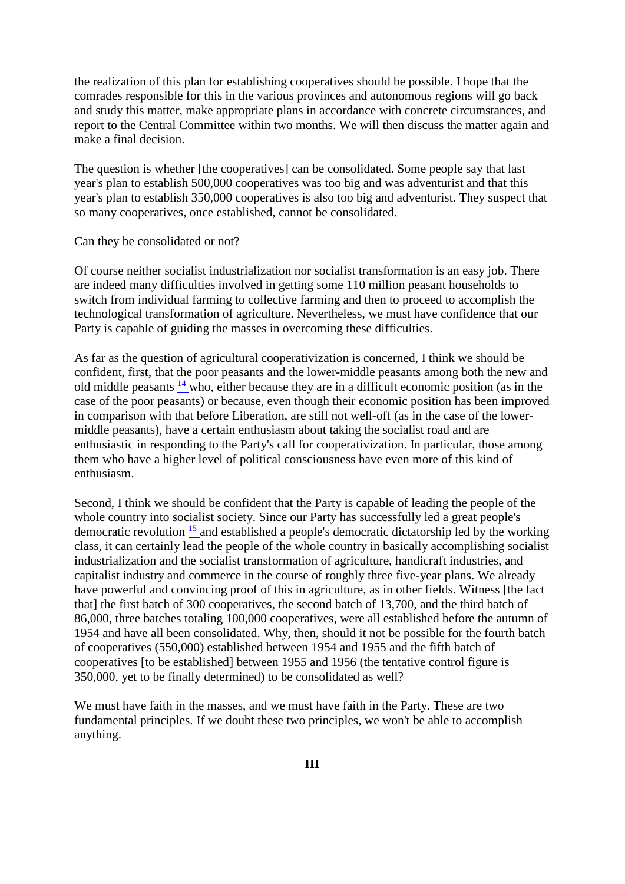the realization of this plan for establishing cooperatives should be possible. I hope that the comrades responsible for this in the various provinces and autonomous regions will go back and study this matter, make appropriate plans in accordance with concrete circumstances, and report to the Central Committee within two months. We will then discuss the matter again and make a final decision.

The question is whether [the cooperatives] can be consolidated. Some people say that last year's plan to establish 500,000 cooperatives was too big and was adventurist and that this year's plan to establish 350,000 cooperatives is also too big and adventurist. They suspect that so many cooperatives, once established, cannot be consolidated.

Can they be consolidated or not?

Of course neither socialist industrialization nor socialist transformation is an easy job. There are indeed many difficulties involved in getting some 110 million peasant households to switch from individual farming to collective farming and then to proceed to accomplish the technological transformation of agriculture. Nevertheless, we must have confidence that our Party is capable of guiding the masses in overcoming these difficulties.

As far as the question of agricultural cooperativization is concerned, I think we should be confident, first, that the poor peasants and the lower-middle peasants among both the new and old middle peasants [14] who, either because they are in a difficult economic position (as in the case of the poor peasants) or because, even though their economic position has been improved in comparison with that before Liberation, are still not well-off (as in the case of the lower-middle peasants), have a certain enthusiasm about taking the socialist road and are enthusiastic in responding to the Party's call for cooperativization. In particular, those among them who have a higher level of political consciousness have even more of this kind of enthusiasm.

Second, I think we should be confident that the Party is capable of leading the people of the whole country into socialist society. Since our Party has successfully led a great people's democratic revolution [15] and established a people's democratic dictatorship led by the working class, it can certainly lead the people of the whole country in basically accomplishing socialist industrialization and the socialist transformation of agriculture, handicraft industries, and capitalist industry and commerce in the course of roughly three five-year plans. We already have powerful and convincing proof of this in agriculture, as in other fields. Witness [the fact that] the first batch of 300 cooperatives, the second batch of 13,700, and the third batch of 86,000, three batches totaling 100,000 cooperatives, were all established before the autumn of 1954 and have all been consolidated. Why, then, should it not be possible for the fourth batch of cooperatives (550,000) established between 1954 and 1955 and the fifth batch of cooperatives [to be established] between 1955 and 1956 (the tentative control figure is 350,000, yet to be finally determined) to be consolidated as well?

We must have faith in the masses, and we must have faith in the Party. These are two fundamental principles. If we doubt these two principles, we won't be able to accomplish anything.

## III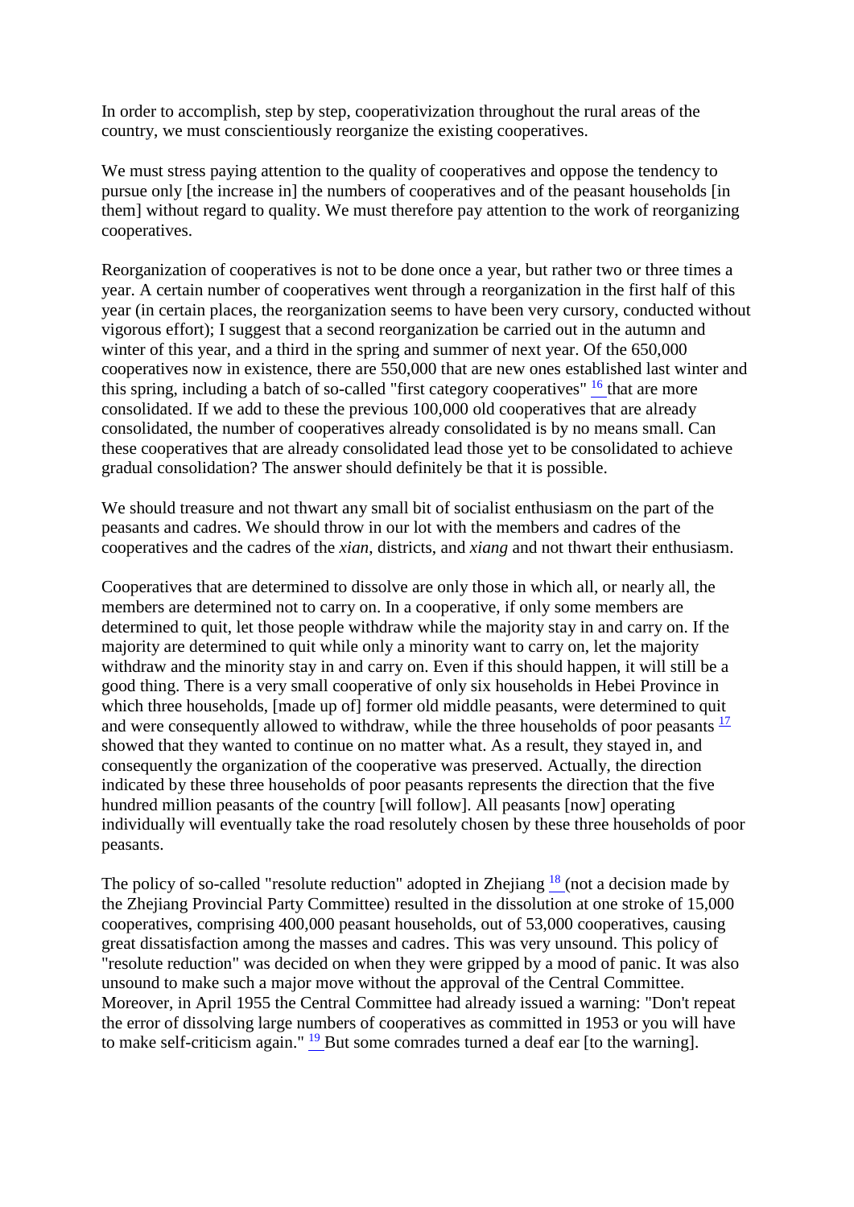In order to accomplish, step by step, cooperativization throughout the rural areas of the country, we must conscientiously reorganize the existing cooperatives.

We must stress paying attention to the quality of cooperatives and oppose the tendency to pursue only [the increase in] the numbers of cooperatives and of the peasant households [in them] without regard to quality. We must therefore pay attention to the work of reorganizing cooperatives.

Reorganization of cooperatives is not to be done once a year, but rather two or three times a year. A certain number of cooperatives went through a reorganization in the first half of this year (in certain places, the reorganization seems to have been very cursory, conducted without vigorous effort); I suggest that a second reorganization be carried out in the autumn and winter of this year, and a third in the spring and summer of next year. Of the 650,000 cooperatives now in existence, there are 550,000 that are new ones established last winter and this spring, including a batch of so-called "first category cooperatives" [16] that are more consolidated. If we add to these the previous 100,000 old cooperatives that are already consolidated, the number of cooperatives already consolidated is by no means small. Can these cooperatives that are already consolidated lead those yet to be consolidated to achieve gradual consolidation? The answer should definitely be that it is possible.

We should treasure and not thwart any small bit of socialist enthusiasm on the part of the peasants and cadres. We should throw in our lot with the members and cadres of the cooperatives and the cadres of the *xian*, districts, and *xiang* and not thwart their enthusiasm.

Cooperatives that are determined to dissolve are only those in which all, or nearly all, the members are determined not to carry on. In a cooperative, if only some members are determined to quit, let those people withdraw while the majority stay in and carry on. If the majority are determined to quit while only a minority want to carry on, let the majority withdraw and the minority stay in and carry on. Even if this should happen, it will still be a good thing. There is a very small cooperative of only six households in Hebei Province in which three households, [made up of] former old middle peasants, were determined to quit and were consequently allowed to withdraw, while the three households of poor peasants [17] showed that they wanted to continue on no matter what. As a result, they stayed in, and consequently the organization of the cooperative was preserved. Actually, the direction indicated by these three households of poor peasants represents the direction that the five hundred million peasants of the country [will follow]. All peasants [now] operating individually will eventually take the road resolutely chosen by these three households of poor peasants.

The policy of so-called "resolute reduction" adopted in Zhejiang [18] (not a decision made by the Zhejiang Provincial Party Committee) resulted in the dissolution at one stroke of 15,000 cooperatives, comprising 400,000 peasant households, out of 53,000 cooperatives, causing great dissatisfaction among the masses and cadres. This was very unsound. This policy of "resolute reduction" was decided on when they were gripped by a mood of panic. It was also unsound to make such a major move without the approval of the Central Committee. Moreover, in April 1955 the Central Committee had already issued a warning: "Don't repeat the error of dissolving large numbers of cooperatives as committed in 1953 or you will have to make self-criticism again." [19] But some comrades turned a deaf ear [to the warning].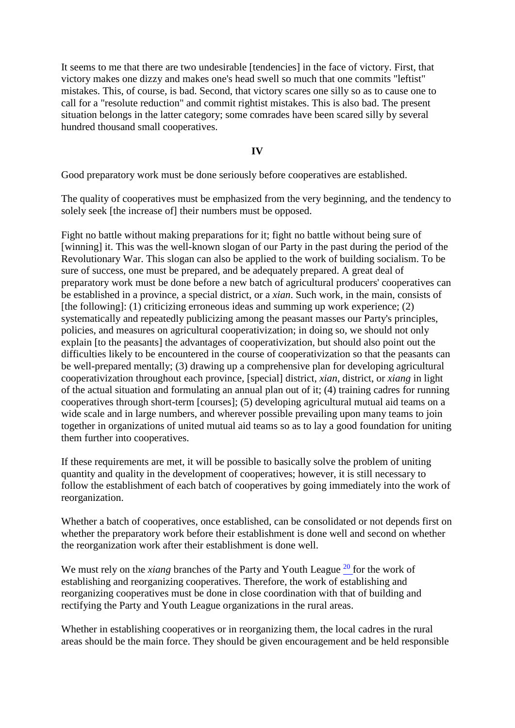It seems to me that there are two undesirable [tendencies] in the face of victory. First, that victory makes one dizzy and makes one's head swell so much that one commits "leftist" mistakes. This, of course, is bad. Second, that victory scares one silly so as to cause one to call for a "resolute reduction" and commit rightist mistakes. This is also bad. The present situation belongs in the latter category; some comrades have been scared silly by several hundred thousand small cooperatives.

## IV

Good preparatory work must be done seriously before cooperatives are established.

The quality of cooperatives must be emphasized from the very beginning, and the tendency to solely seek [the increase of] their numbers must be opposed.

Fight no battle without making preparations for it; fight no battle without being sure of [winning] it. This was the well-known slogan of our Party in the past during the period of the Revolutionary War. This slogan can also be applied to the work of building socialism. To be sure of success, one must be prepared, and be adequately prepared. A great deal of preparatory work must be done before a new batch of agricultural producers' cooperatives can be established in a province, a special district, or a *xian*. Such work, in the main, consists of [the following]: (1) criticizing erroneous ideas and summing up work experience; (2) systematically and repeatedly publicizing among the peasant masses our Party's principles, policies, and measures on agricultural cooperativization; in doing so, we should not only explain [to the peasants] the advantages of cooperativization, but should also point out the difficulties likely to be encountered in the course of cooperativization so that the peasants can be well-prepared mentally; (3) drawing up a comprehensive plan for developing agricultural cooperativization throughout each province, [special] district, *xian*, district, or *xiang* in light of the actual situation and formulating an annual plan out of it; (4) training cadres for running cooperatives through short-term [courses]; (5) developing agricultural mutual aid teams on a wide scale and in large numbers, and wherever possible prevailing upon many teams to join together in organizations of united mutual aid teams so as to lay a good foundation for uniting them further into cooperatives.

If these requirements are met, it will be possible to basically solve the problem of uniting quantity and quality in the development of cooperatives; however, it is still necessary to follow the establishment of each batch of cooperatives by going immediately into the work of reorganization.

Whether a batch of cooperatives, once established, can be consolidated or not depends first on whether the preparatory work before their establishment is done well and second on whether the reorganization work after their establishment is done well.

We must rely on the *xiang* branches of the Party and Youth League [20] for the work of establishing and reorganizing cooperatives. Therefore, the work of establishing and reorganizing cooperatives must be done in close coordination with that of building and rectifying the Party and Youth League organizations in the rural areas.

Whether in establishing cooperatives or in reorganizing them, the local cadres in the rural areas should be the main force. They should be given encouragement and be held responsible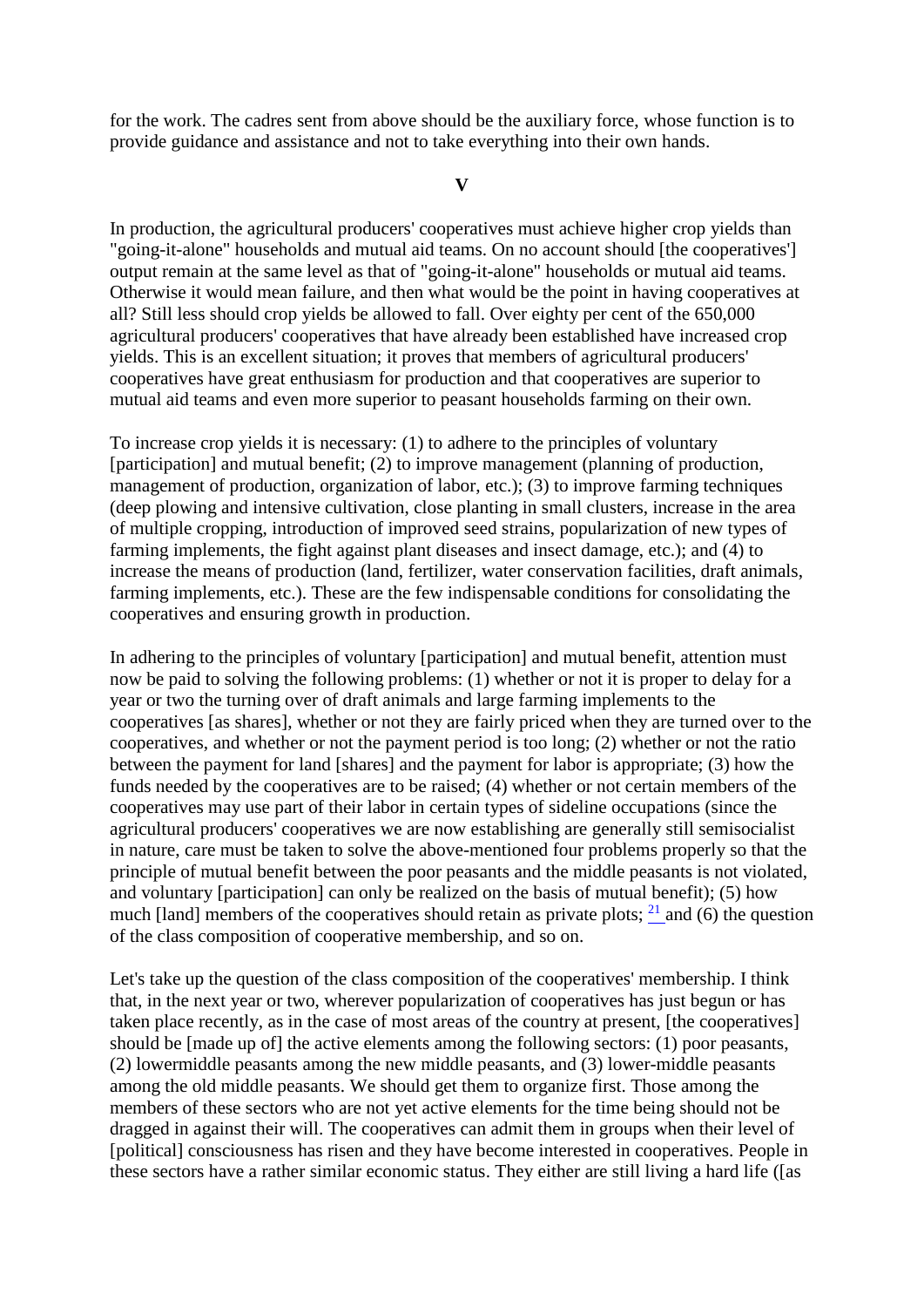for the work. The cadres sent from above should be the auxiliary force, whose function is to provide guidance and assistance and not to take everything into their own hands.

## V

In production, the agricultural producers' cooperatives must achieve higher crop yields than "going-it-alone" households and mutual aid teams. On no account should [the cooperatives'] output remain at the same level as that of "going-it-alone" households or mutual aid teams. Otherwise it would mean failure, and then what would be the point in having cooperatives at all? Still less should crop yields be allowed to fall. Over eighty per cent of the 650,000 agricultural producers' cooperatives that have already been established have increased crop yields. This is an excellent situation; it proves that members of agricultural producers' cooperatives have great enthusiasm for production and that cooperatives are superior to mutual aid teams and even more superior to peasant households farming on their own.

To increase crop yields it is necessary: (1) to adhere to the principles of voluntary [participation] and mutual benefit; (2) to improve management (planning of production, management of production, organization of labor, etc.); (3) to improve farming techniques (deep plowing and intensive cultivation, close planting in small clusters, increase in the area of multiple cropping, introduction of improved seed strains, popularization of new types of farming implements, the fight against plant diseases and insect damage, etc.); and (4) to increase the means of production (land, fertilizer, water conservation facilities, draft animals, farming implements, etc.). These are the few indispensable conditions for consolidating the cooperatives and ensuring growth in production.

In adhering to the principles of voluntary [participation] and mutual benefit, attention must now be paid to solving the following problems: (1) whether or not it is proper to delay for a year or two the turning over of draft animals and large farming implements to the cooperatives [as shares], whether or not they are fairly priced when they are turned over to the cooperatives, and whether or not the payment period is too long; (2) whether or not the ratio between the payment for land [shares] and the payment for labor is appropriate; (3) how the funds needed by the cooperatives are to be raised; (4) whether or not certain members of the cooperatives may use part of their labor in certain types of sideline occupations (since the agricultural producers' cooperatives we are now establishing are generally still semisocialist in nature, care must be taken to solve the above-mentioned four problems properly so that the principle of mutual benefit between the poor peasants and the middle peasants is not violated, and voluntary [participation] can only be realized on the basis of mutual benefit); (5) how much [land] members of the cooperatives should retain as private plots; [21] and (6) the question of the class composition of cooperative membership, and so on.

Let's take up the question of the class composition of the cooperatives' membership. I think that, in the next year or two, wherever popularization of cooperatives has just begun or has taken place recently, as in the case of most areas of the country at present, [the cooperatives] should be [made up of] the active elements among the following sectors: (1) poor peasants, (2) lowermiddle peasants among the new middle peasants, and (3) lower-middle peasants among the old middle peasants. We should get them to organize first. Those among the members of these sectors who are not yet active elements for the time being should not be dragged in against their will. The cooperatives can admit them in groups when their level of [political] consciousness has risen and they have become interested in cooperatives. People in these sectors have a rather similar economic status. They either are still living a hard life ([as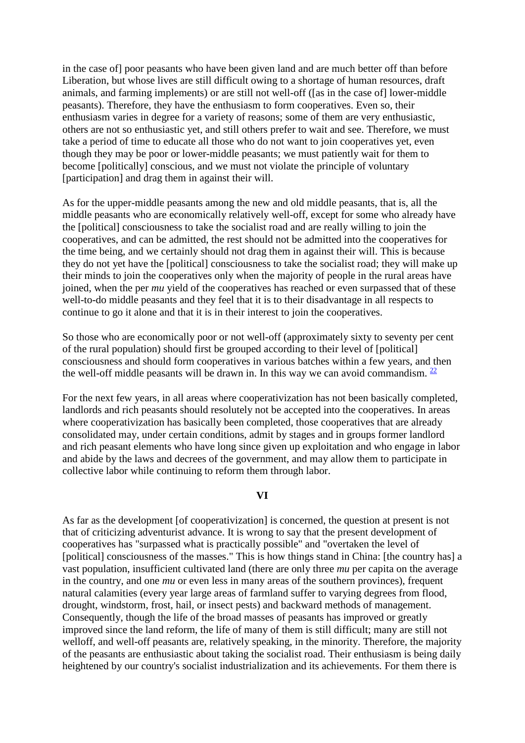in the case of] poor peasants who have been given land and are much better off than before Liberation, but whose lives are still difficult owing to a shortage of human resources, draft animals, and farming implements) or are still not well-off ([as in the case of] lower-middle peasants). Therefore, they have the enthusiasm to form cooperatives. Even so, their enthusiasm varies in degree for a variety of reasons; some of them are very enthusiastic, others are not so enthusiastic yet, and still others prefer to wait and see. Therefore, we must take a period of time to educate all those who do not want to join cooperatives yet, even though they may be poor or lower-middle peasants; we must patiently wait for them to become [politically] conscious, and we must not violate the principle of voluntary [participation] and drag them in against their will.

As for the upper-middle peasants among the new and old middle peasants, that is, all the middle peasants who are economically relatively well-off, except for some who already have the [political] consciousness to take the socialist road and are really willing to join the cooperatives, and can be admitted, the rest should not be admitted into the cooperatives for the time being, and we certainly should not drag them in against their will. This is because they do not yet have the [political] consciousness to take the socialist road; they will make up their minds to join the cooperatives only when the majority of people in the rural areas have joined, when the per *mu* yield of the cooperatives has reached or even surpassed that of these well-to-do middle peasants and they feel that it is to their disadvantage in all respects to continue to go it alone and that it is in their interest to join the cooperatives.

So those who are economically poor or not well-off (approximately sixty to seventy per cent of the rural population) should first be grouped according to their level of [political] consciousness and should form cooperatives in various batches within a few years, and then the well-off middle peasants will be drawn in. In this way we can avoid commandism. [22]

For the next few years, in all areas where cooperativization has not been basically completed, landlords and rich peasants should resolutely not be accepted into the cooperatives. In areas where cooperativization has basically been completed, those cooperatives that are already consolidated may, under certain conditions, admit by stages and in groups former landlord and rich peasant elements who have long since given up exploitation and who engage in labor and abide by the laws and decrees of the government, and may allow them to participate in collective labor while continuing to reform them through labor.

## VI

As far as the development [of cooperativization] is concerned, the question at present is not that of criticizing adventurist advance. It is wrong to say that the present development of cooperatives has "surpassed what is practically possible" and "overtaken the level of [political] consciousness of the masses." This is how things stand in China: [the country has] a vast population, insufficient cultivated land (there are only three *mu* per capita on the average in the country, and one *mu* or even less in many areas of the southern provinces), frequent natural calamities (every year large areas of farmland suffer to varying degrees from flood, drought, windstorm, frost, hail, or insect pests) and backward methods of management. Consequently, though the life of the broad masses of peasants has improved or greatly improved since the land reform, the life of many of them is still difficult; many are still not welloff, and well-off peasants are, relatively speaking, in the minority. Therefore, the majority of the peasants are enthusiastic about taking the socialist road. Their enthusiasm is being daily heightened by our country's socialist industrialization and its achievements. For them there is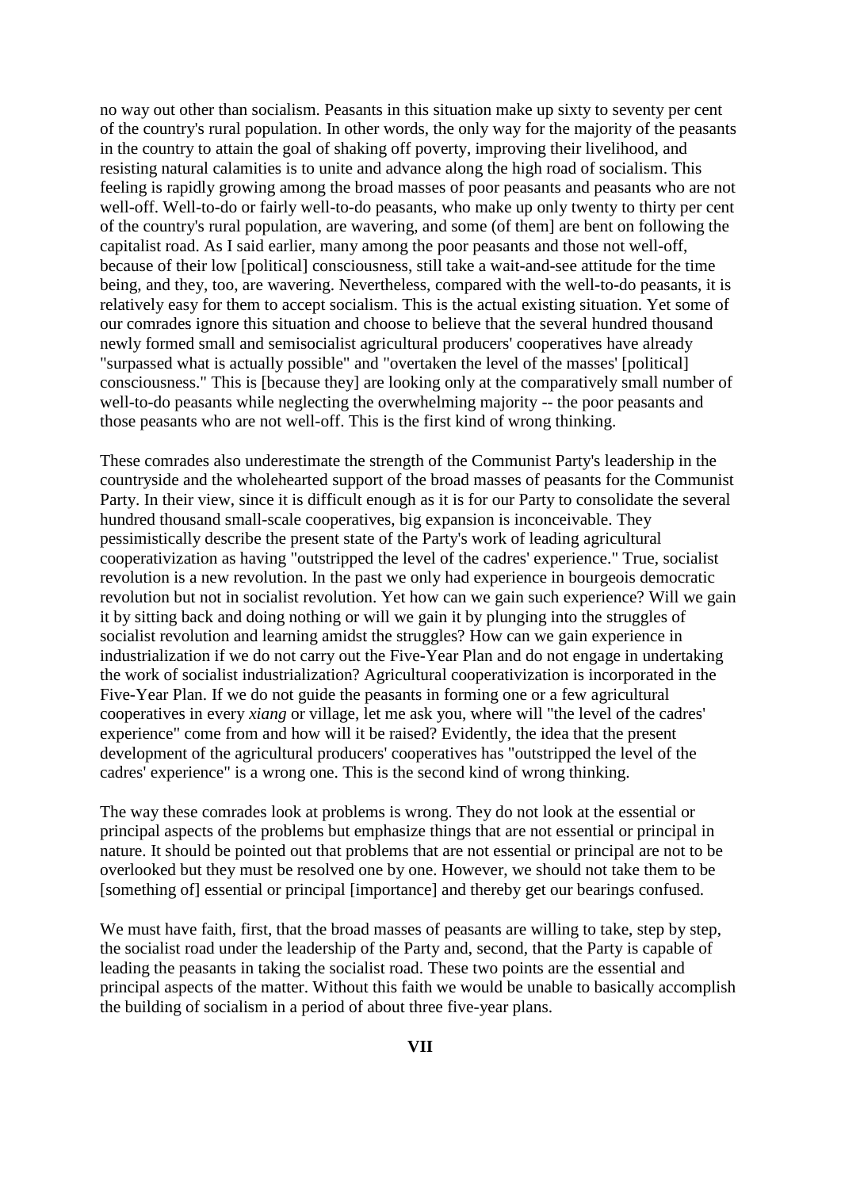no way out other than socialism. Peasants in this situation make up sixty to seventy per cent of the country's rural population. In other words, the only way for the majority of the peasants in the country to attain the goal of shaking off poverty, improving their livelihood, and resisting natural calamities is to unite and advance along the high road of socialism. This feeling is rapidly growing among the broad masses of poor peasants and peasants who are not well-off. Well-to-do or fairly well-to-do peasants, who make up only twenty to thirty per cent of the country's rural population, are wavering, and some (of them] are bent on following the capitalist road. As I said earlier, many among the poor peasants and those not well-off, because of their low [political] consciousness, still take a wait-and-see attitude for the time being, and they, too, are wavering. Nevertheless, compared with the well-to-do peasants, it is relatively easy for them to accept socialism. This is the actual existing situation. Yet some of our comrades ignore this situation and choose to believe that the several hundred thousand newly formed small and semisocialist agricultural producers' cooperatives have already "surpassed what is actually possible" and "overtaken the level of the masses' [political] consciousness." This is [because they] are looking only at the comparatively small number of well-to-do peasants while neglecting the overwhelming majority -- the poor peasants and those peasants who are not well-off. This is the first kind of wrong thinking.

These comrades also underestimate the strength of the Communist Party's leadership in the countryside and the wholehearted support of the broad masses of peasants for the Communist Party. In their view, since it is difficult enough as it is for our Party to consolidate the several hundred thousand small-scale cooperatives, big expansion is inconceivable. They pessimistically describe the present state of the Party's work of leading agricultural cooperativization as having "outstripped the level of the cadres' experience." True, socialist revolution is a new revolution. In the past we only had experience in bourgeois democratic revolution but not in socialist revolution. Yet how can we gain such experience? Will we gain it by sitting back and doing nothing or will we gain it by plunging into the struggles of socialist revolution and learning amidst the struggles? How can we gain experience in industrialization if we do not carry out the Five-Year Plan and do not engage in undertaking the work of socialist industrialization? Agricultural cooperativization is incorporated in the Five-Year Plan. If we do not guide the peasants in forming one or a few agricultural cooperatives in every *xiang* or village, let me ask you, where will "the level of the cadres' experience" come from and how will it be raised? Evidently, the idea that the present development of the agricultural producers' cooperatives has "outstripped the level of the cadres' experience" is a wrong one. This is the second kind of wrong thinking.

The way these comrades look at problems is wrong. They do not look at the essential or principal aspects of the problems but emphasize things that are not essential or principal in nature. It should be pointed out that problems that are not essential or principal are not to be overlooked but they must be resolved one by one. However, we should not take them to be [something of] essential or principal [importance] and thereby get our bearings confused.

We must have faith, first, that the broad masses of peasants are willing to take, step by step, the socialist road under the leadership of the Party and, second, that the Party is capable of leading the peasants in taking the socialist road. These two points are the essential and principal aspects of the matter. Without this faith we would be unable to basically accomplish the building of socialism in a period of about three five-year plans.

## VII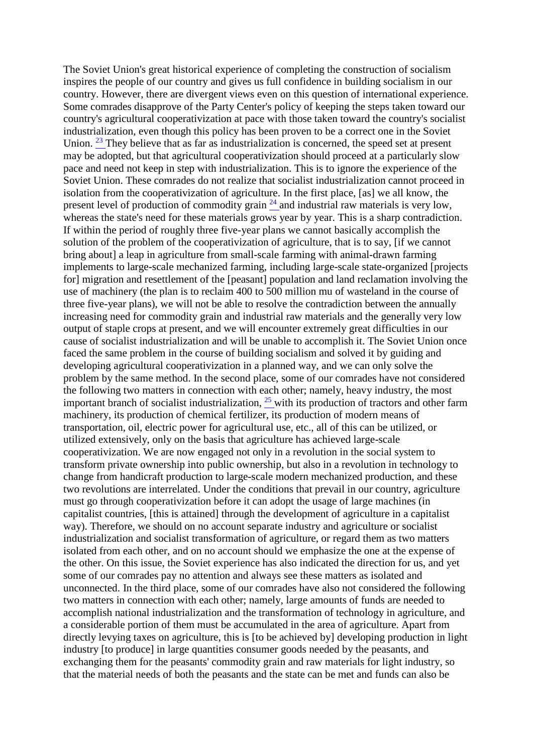The Soviet Union's great historical experience of completing the construction of socialism inspires the people of our country and gives us full confidence in building socialism in our country. However, there are divergent views even on this question of international experience. Some comrades disapprove of the Party Center's policy of keeping the steps taken toward our country's agricultural cooperativization at pace with those taken toward the country's socialist industrialization, even though this policy has been proven to be a correct one in the Soviet Union. [23] They believe that as far as industrialization is concerned, the speed set at present may be adopted, but that agricultural cooperativization should proceed at a particularly slow pace and need not keep in step with industrialization. This is to ignore the experience of the Soviet Union. These comrades do not realize that socialist industrialization cannot proceed in isolation from the cooperativization of agriculture. In the first place, [as] we all know, the present level of production of commodity grain [24] and industrial raw materials is very low, whereas the state's need for these materials grows year by year. This is a sharp contradiction. If within the period of roughly three five-year plans we cannot basically accomplish the solution of the problem of the cooperativization of agriculture, that is to say, [if we cannot bring about] a leap in agriculture from small-scale farming with animal-drawn farming implements to large-scale mechanized farming, including large-scale state-organized [projects for] migration and resettlement of the [peasant] population and land reclamation involving the use of machinery (the plan is to reclaim 400 to 500 million mu of wasteland in the course of three five-year plans), we will not be able to resolve the contradiction between the annually increasing need for commodity grain and industrial raw materials and the generally very low output of staple crops at present, and we will encounter extremely great difficulties in our cause of socialist industrialization and will be unable to accomplish it. The Soviet Union once faced the same problem in the course of building socialism and solved it by guiding and developing agricultural cooperativization in a planned way, and we can only solve the problem by the same method. In the second place, some of our comrades have not considered the following two matters in connection with each other; namely, heavy industry, the most important branch of socialist industrialization, [25] with its production of tractors and other farm machinery, its production of chemical fertilizer, its production of modern means of transportation, oil, electric power for agricultural use, etc., all of this can be utilized, or utilized extensively, only on the basis that agriculture has achieved large-scale cooperativization. We are now engaged not only in a revolution in the social system to transform private ownership into public ownership, but also in a revolution in technology to change from handicraft production to large-scale modern mechanized production, and these two revolutions are interrelated. Under the conditions that prevail in our country, agriculture must go through cooperativization before it can adopt the usage of large machines (in capitalist countries, [this is attained] through the development of agriculture in a capitalist way). Therefore, we should on no account separate industry and agriculture or socialist industrialization and socialist transformation of agriculture, or regard them as two matters isolated from each other, and on no account should we emphasize the one at the expense of the other. On this issue, the Soviet experience has also indicated the direction for us, and yet some of our comrades pay no attention and always see these matters as isolated and unconnected. In the third place, some of our comrades have also not considered the following two matters in connection with each other; namely, large amounts of funds are needed to accomplish national industrialization and the transformation of technology in agriculture, and a considerable portion of them must be accumulated in the area of agriculture. Apart from directly levying taxes on agriculture, this is [to be achieved by] developing production in light industry [to produce] in large quantities consumer goods needed by the peasants, and exchanging them for the peasants' commodity grain and raw materials for light industry, so that the material needs of both the peasants and the state can be met and funds can also be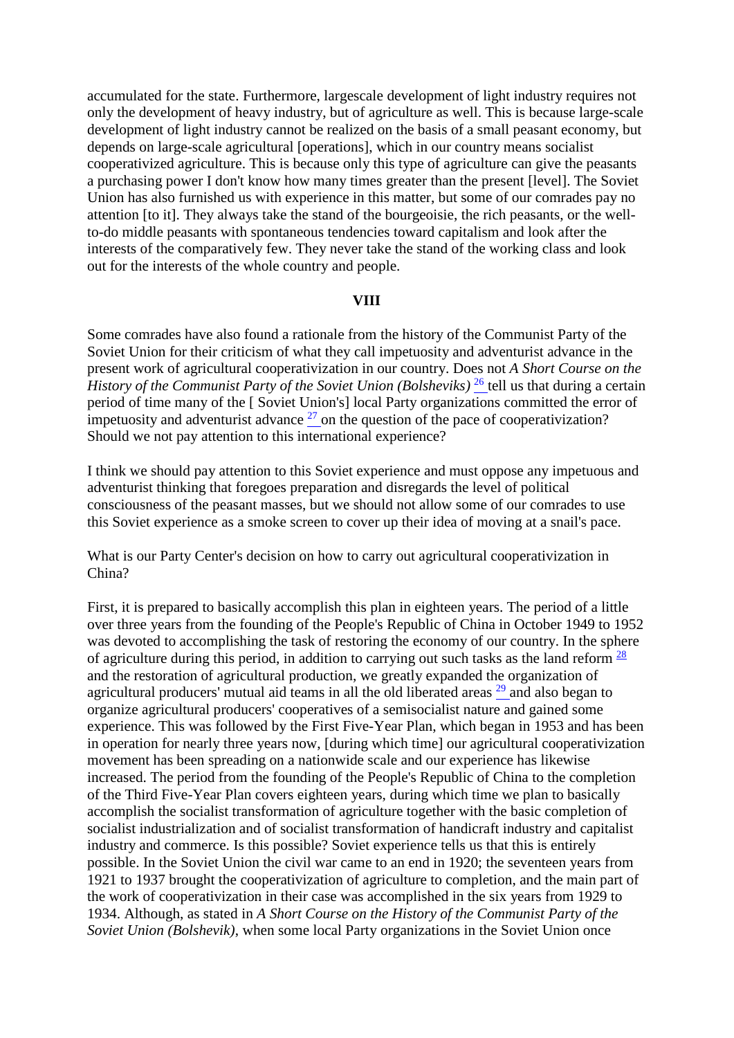accumulated for the state. Furthermore, largescale development of light industry requires not only the development of heavy industry, but of agriculture as well. This is because large-scale development of light industry cannot be realized on the basis of a small peasant economy, but depends on large-scale agricultural [operations], which in our country means socialist cooperativized agriculture. This is because only this type of agriculture can give the peasants a purchasing power I don't know how many times greater than the present [level]. The Soviet Union has also furnished us with experience in this matter, but some of our comrades pay no attention [to it]. They always take the stand of the bourgeoisie, the rich peasants, or the well-to-do middle peasants with spontaneous tendencies toward capitalism and look after the interests of the comparatively few. They never take the stand of the working class and look out for the interests of the whole country and people.

## VIII

Some comrades have also found a rationale from the history of the Communist Party of the Soviet Union for their criticism of what they call impetuosity and adventurist advance in the present work of agricultural cooperativization in our country. Does not *A Short Course on the History of the Communist Party of the Soviet Union (Bolsheviks)* [26] tell us that during a certain period of time many of the [ Soviet Union's] local Party organizations committed the error of impetuosity and adventurist advance [27] on the question of the pace of cooperativization? Should we not pay attention to this international experience?

I think we should pay attention to this Soviet experience and must oppose any impetuous and adventurist thinking that foregoes preparation and disregards the level of political consciousness of the peasant masses, but we should not allow some of our comrades to use this Soviet experience as a smoke screen to cover up their idea of moving at a snail's pace.

What is our Party Center's decision on how to carry out agricultural cooperativization in China?

First, it is prepared to basically accomplish this plan in eighteen years. The period of a little over three years from the founding of the People's Republic of China in October 1949 to 1952 was devoted to accomplishing the task of restoring the economy of our country. In the sphere of agriculture during this period, in addition to carrying out such tasks as the land reform [28] and the restoration of agricultural production, we greatly expanded the organization of agricultural producers' mutual aid teams in all the old liberated areas [29] and also began to organize agricultural producers' cooperatives of a semisocialist nature and gained some experience. This was followed by the First Five-Year Plan, which began in 1953 and has been in operation for nearly three years now, [during which time] our agricultural cooperativization movement has been spreading on a nationwide scale and our experience has likewise increased. The period from the founding of the People's Republic of China to the completion of the Third Five-Year Plan covers eighteen years, during which time we plan to basically accomplish the socialist transformation of agriculture together with the basic completion of socialist industrialization and of socialist transformation of handicraft industry and capitalist industry and commerce. Is this possible? Soviet experience tells us that this is entirely possible. In the Soviet Union the civil war came to an end in 1920; the seventeen years from 1921 to 1937 brought the cooperativization of agriculture to completion, and the main part of the work of cooperativization in their case was accomplished in the six years from 1929 to 1934. Although, as stated in *A Short Course on the History of the Communist Party of the Soviet Union (Bolshevik)*, when some local Party organizations in the Soviet Union once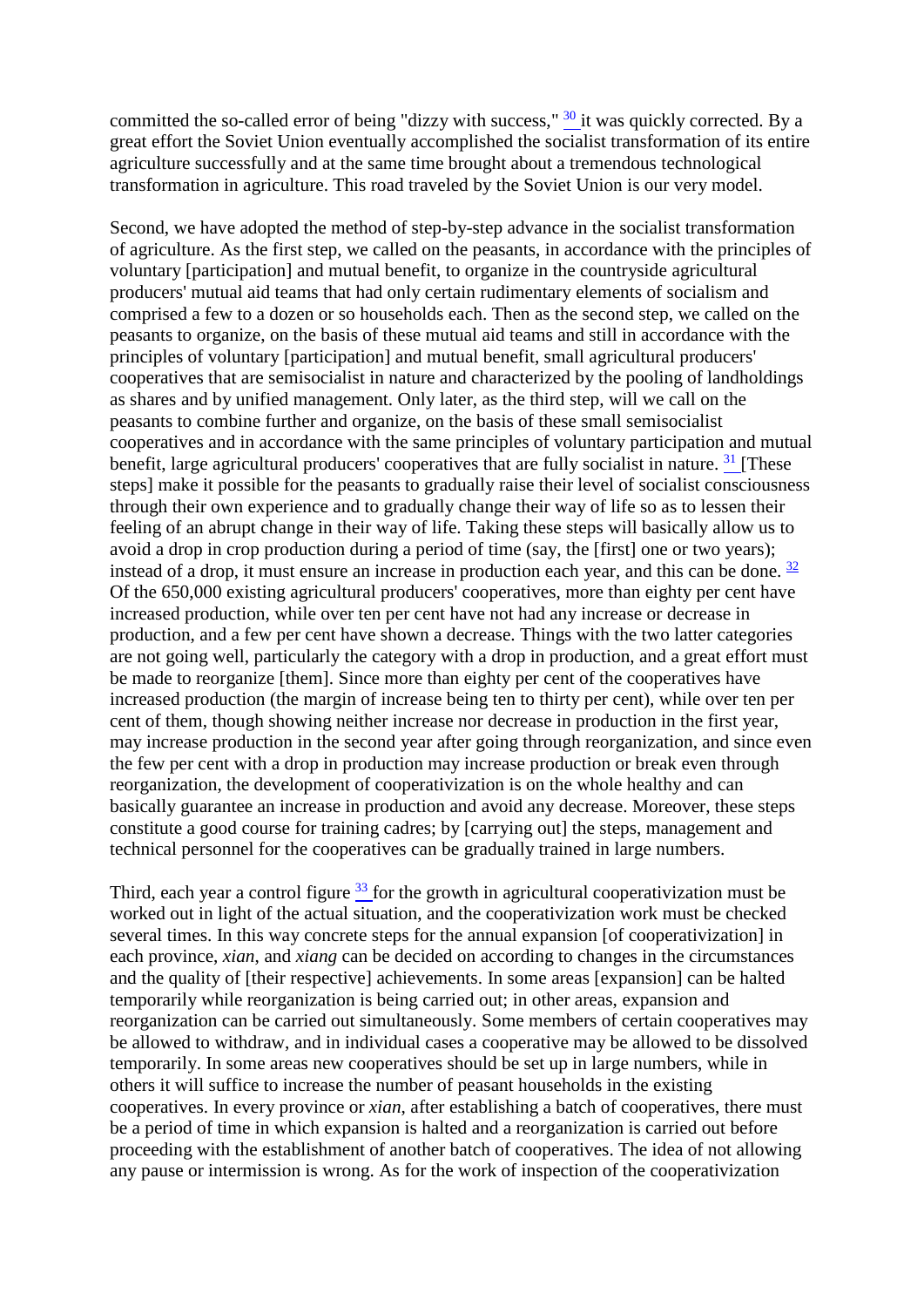committed the so-called error of being "dizzy with success," [30] it was quickly corrected. By a great effort the Soviet Union eventually accomplished the socialist transformation of its entire agriculture successfully and at the same time brought about a tremendous technological transformation in agriculture. This road traveled by the Soviet Union is our very model.

Second, we have adopted the method of step-by-step advance in the socialist transformation of agriculture. As the first step, we called on the peasants, in accordance with the principles of voluntary [participation] and mutual benefit, to organize in the countryside agricultural producers' mutual aid teams that had only certain rudimentary elements of socialism and comprised a few to a dozen or so households each. Then as the second step, we called on the peasants to organize, on the basis of these mutual aid teams and still in accordance with the principles of voluntary [participation] and mutual benefit, small agricultural producers' cooperatives that are semisocialist in nature and characterized by the pooling of landholdings as shares and by unified management. Only later, as the third step, will we call on the peasants to combine further and organize, on the basis of these small semisocialist cooperatives and in accordance with the same principles of voluntary participation and mutual benefit, large agricultural producers' cooperatives that are fully socialist in nature. [31] [These steps] make it possible for the peasants to gradually raise their level of socialist consciousness through their own experience and to gradually change their way of life so as to lessen their feeling of an abrupt change in their way of life. Taking these steps will basically allow us to avoid a drop in crop production during a period of time (say, the [first] one or two years); instead of a drop, it must ensure an increase in production each year, and this can be done. [32] Of the 650,000 existing agricultural producers' cooperatives, more than eighty per cent have increased production, while over ten per cent have not had any increase or decrease in production, and a few per cent have shown a decrease. Things with the two latter categories are not going well, particularly the category with a drop in production, and a great effort must be made to reorganize [them]. Since more than eighty per cent of the cooperatives have increased production (the margin of increase being ten to thirty per cent), while over ten per cent of them, though showing neither increase nor decrease in production in the first year, may increase production in the second year after going through reorganization, and since even the few per cent with a drop in production may increase production or break even through reorganization, the development of cooperativization is on the whole healthy and can basically guarantee an increase in production and avoid any decrease. Moreover, these steps constitute a good course for training cadres; by [carrying out] the steps, management and technical personnel for the cooperatives can be gradually trained in large numbers.

Third, each year a control figure [33] for the growth in agricultural cooperativization must be worked out in light of the actual situation, and the cooperativization work must be checked several times. In this way concrete steps for the annual expansion [of cooperativization] in each province, *xian*, and *xiang* can be decided on according to changes in the circumstances and the quality of [their respective] achievements. In some areas [expansion] can be halted temporarily while reorganization is being carried out; in other areas, expansion and reorganization can be carried out simultaneously. Some members of certain cooperatives may be allowed to withdraw, and in individual cases a cooperative may be allowed to be dissolved temporarily. In some areas new cooperatives should be set up in large numbers, while in others it will suffice to increase the number of peasant households in the existing cooperatives. In every province or *xian*, after establishing a batch of cooperatives, there must be a period of time in which expansion is halted and a reorganization is carried out before proceeding with the establishment of another batch of cooperatives. The idea of not allowing any pause or intermission is wrong. As for the work of inspection of the cooperativization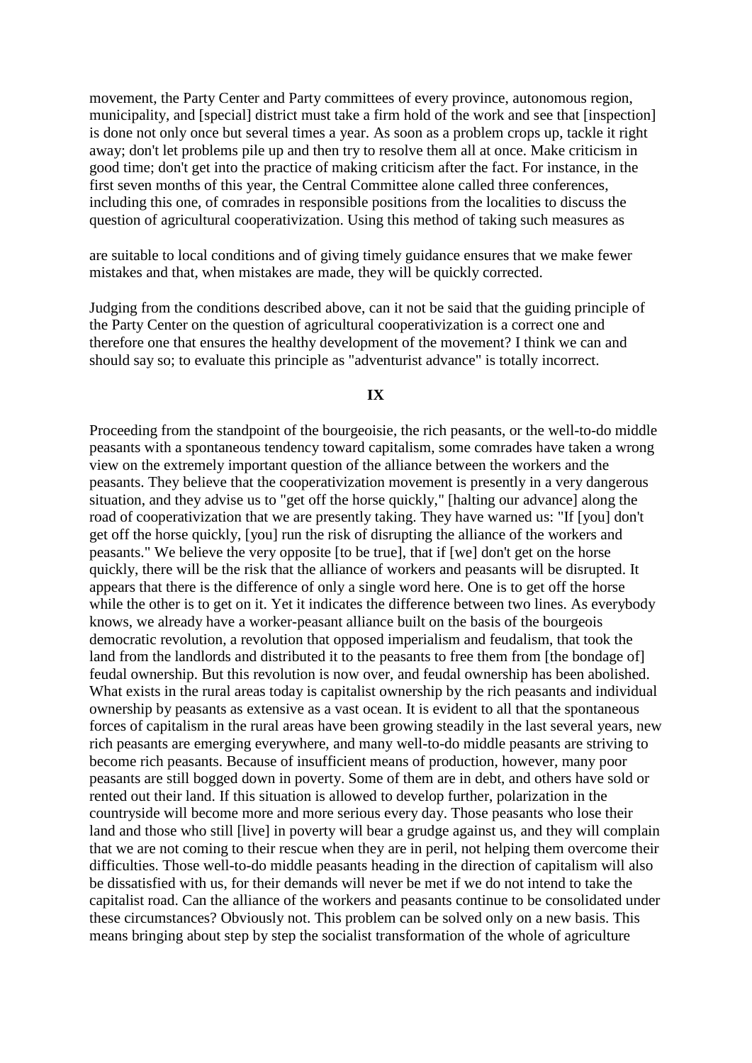movement, the Party Center and Party committees of every province, autonomous region, municipality, and [special] district must take a firm hold of the work and see that [inspection] is done not only once but several times a year. As soon as a problem crops up, tackle it right away; don't let problems pile up and then try to resolve them all at once. Make criticism in good time; don't get into the practice of making criticism after the fact. For instance, in the first seven months of this year, the Central Committee alone called three conferences, including this one, of comrades in responsible positions from the localities to discuss the question of agricultural cooperativization. Using this method of taking such measures as are suitable to local conditions and of giving timely guidance ensures that we make fewer mistakes and that, when mistakes are made, they will be quickly corrected.

Judging from the conditions described above, can it not be said that the guiding principle of the Party Center on the question of agricultural cooperativization is a correct one and therefore one that ensures the healthy development of the movement? I think we can and should say so; to evaluate this principle as "adventurist advance" is totally incorrect.

## IX

Proceeding from the standpoint of the bourgeoisie, the rich peasants, or the well-to-do middle peasants with a spontaneous tendency toward capitalism, some comrades have taken a wrong view on the extremely important question of the alliance between the workers and the peasants. They believe that the cooperativization movement is presently in a very dangerous situation, and they advise us to "get off the horse quickly," [halting our advance] along the road of cooperativization that we are presently taking. They have warned us: "If [you] don't get off the horse quickly, [you] run the risk of disrupting the alliance of the workers and peasants." We believe the very opposite [to be true], that if [we] don't get on the horse quickly, there will be the risk that the alliance of workers and peasants will be disrupted. It appears that there is the difference of only a single word here. One is to get off the horse while the other is to get on it. Yet it indicates the difference between two lines. As everybody knows, we already have a worker-peasant alliance built on the basis of the bourgeois democratic revolution, a revolution that opposed imperialism and feudalism, that took the land from the landlords and distributed it to the peasants to free them from [the bondage of] feudal ownership. But this revolution is now over, and feudal ownership has been abolished. What exists in the rural areas today is capitalist ownership by the rich peasants and individual ownership by peasants as extensive as a vast ocean. It is evident to all that the spontaneous forces of capitalism in the rural areas have been growing steadily in the last several years, new rich peasants are emerging everywhere, and many well-to-do middle peasants are striving to become rich peasants. Because of insufficient means of production, however, many poor peasants are still bogged down in poverty. Some of them are in debt, and others have sold or rented out their land. If this situation is allowed to develop further, polarization in the countryside will become more and more serious every day. Those peasants who lose their land and those who still [live] in poverty will bear a grudge against us, and they will complain that we are not coming to their rescue when they are in peril, not helping them overcome their difficulties. Those well-to-do middle peasants heading in the direction of capitalism will also be dissatisfied with us, for their demands will never be met if we do not intend to take the capitalist road. Can the alliance of the workers and peasants continue to be consolidated under these circumstances? Obviously not. This problem can be solved only on a new basis. This means bringing about step by step the socialist transformation of the whole of agriculture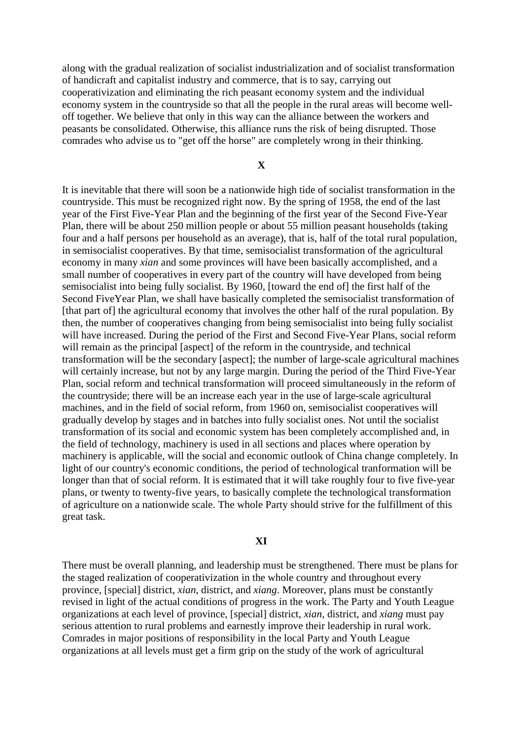along with the gradual realization of socialist industrialization and of socialist transformation of handicraft and capitalist industry and commerce, that is to say, carrying out cooperativization and eliminating the rich peasant economy system and the individual economy system in the countryside so that all the people in the rural areas will become well-off together. We believe that only in this way can the alliance between the workers and peasants be consolidated. Otherwise, this alliance runs the risk of being disrupted. Those comrades who advise us to "get off the horse" are completely wrong in their thinking.

**X**

It is inevitable that there will soon be a nationwide high tide of socialist transformation in the countryside. This must be recognized right now. By the spring of 1958, the end of the last year of the First Five-Year Plan and the beginning of the first year of the Second Five-Year Plan, there will be about 250 million people or about 55 million peasant households (taking four and a half persons per household as an average), that is, half of the total rural population, in semisocialist cooperatives. By that time, semisocialist transformation of the agricultural economy in many *xian* and some provinces will have been basically accomplished, and a small number of cooperatives in every part of the country will have developed from being semisocialist into being fully socialist. By 1960, [toward the end of] the first half of the Second FiveYear Plan, we shall have basically completed the semisocialist transformation of [that part of] the agricultural economy that involves the other half of the rural population. By then, the number of cooperatives changing from being semisocialist into being fully socialist will have increased. During the period of the First and Second Five-Year Plans, social reform will remain as the principal [aspect] of the reform in the countryside, and technical transformation will be the secondary [aspect]; the number of large-scale agricultural machines will certainly increase, but not by any large margin. During the period of the Third Five-Year Plan, social reform and technical transformation will proceed simultaneously in the reform of the countryside; there will be an increase each year in the use of large-scale agricultural machines, and in the field of social reform, from 1960 on, semisocialist cooperatives will gradually develop by stages and in batches into fully socialist ones. Not until the socialist transformation of its social and economic system has been completely accomplished and, in the field of technology, machinery is used in all sections and places where operation by machinery is applicable, will the social and economic outlook of China change completely. In light of our country's economic conditions, the period of technological tranformation will be longer than that of social reform. It is estimated that it will take roughly four to five five-year plans, or twenty to twenty-five years, to basically complete the technological transformation of agriculture on a nationwide scale. The whole Party should strive for the fulfillment of this great task.

**XI**

There must be overall planning, and leadership must be strengthened. There must be plans for the staged realization of cooperativization in the whole country and throughout every province, [special] district, *xian*, district, and *xiang*. Moreover, plans must be constantly revised in light of the actual conditions of progress in the work. The Party and Youth League organizations at each level of province, [special] district, *xian*, district, and *xiang* must pay serious attention to rural problems and earnestly improve their leadership in rural work. Comrades in major positions of responsibility in the local Party and Youth League organizations at all levels must get a firm grip on the study of the work of agricultural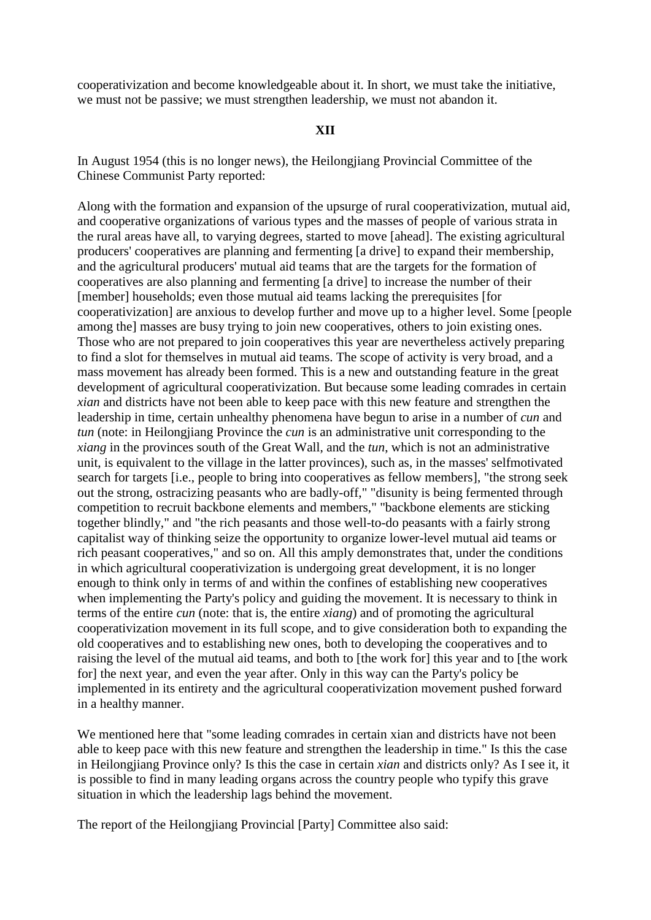cooperativization and become knowledgeable about it. In short, we must take the initiative, we must not be passive; we must strengthen leadership, we must not abandon it.

**XII**

In August 1954 (this is no longer news), the Heilongjiang Provincial Committee of the Chinese Communist Party reported:

Along with the formation and expansion of the upsurge of rural cooperativization, mutual aid, and cooperative organizations of various types and the masses of people of various strata in the rural areas have all, to varying degrees, started to move [ahead]. The existing agricultural producers' cooperatives are planning and fermenting [a drive] to expand their membership, and the agricultural producers' mutual aid teams that are the targets for the formation of cooperatives are also planning and fermenting [a drive] to increase the number of their [member] households; even those mutual aid teams lacking the prerequisites [for cooperativization] are anxious to develop further and move up to a higher level. Some [people among the] masses are busy trying to join new cooperatives, others to join existing ones. Those who are not prepared to join cooperatives this year are nevertheless actively preparing to find a slot for themselves in mutual aid teams. The scope of activity is very broad, and a mass movement has already been formed. This is a new and outstanding feature in the great development of agricultural cooperativization. But because some leading comrades in certain *xian* and districts have not been able to keep pace with this new feature and strengthen the leadership in time, certain unhealthy phenomena have begun to arise in a number of *cun* and *tun* (note: in Heilongjiang Province the *cun* is an administrative unit corresponding to the *xiang* in the provinces south of the Great Wall, and the *tun*, which is not an administrative unit, is equivalent to the village in the latter provinces), such as, in the masses' selfmotivated search for targets [i.e., people to bring into cooperatives as fellow members], "the strong seek out the strong, ostracizing peasants who are badly-off," "disunity is being fermented through competition to recruit backbone elements and members," "backbone elements are sticking together blindly," and "the rich peasants and those well-to-do peasants with a fairly strong capitalist way of thinking seize the opportunity to organize lower-level mutual aid teams or rich peasant cooperatives," and so on. All this amply demonstrates that, under the conditions in which agricultural cooperativization is undergoing great development, it is no longer enough to think only in terms of and within the confines of establishing new cooperatives when implementing the Party's policy and guiding the movement. It is necessary to think in terms of the entire *cun* (note: that is, the entire *xiang*) and of promoting the agricultural cooperativization movement in its full scope, and to give consideration both to expanding the old cooperatives and to establishing new ones, both to developing the cooperatives and to raising the level of the mutual aid teams, and both to [the work for] this year and to [the work for] the next year, and even the year after. Only in this way can the Party's policy be implemented in its entirety and the agricultural cooperativization movement pushed forward in a healthy manner.

We mentioned here that "some leading comrades in certain xian and districts have not been able to keep pace with this new feature and strengthen the leadership in time." Is this the case in Heilongjiang Province only? Is this the case in certain *xian* and districts only? As I see it, it is possible to find in many leading organs across the country people who typify this grave situation in which the leadership lags behind the movement.

The report of the Heilongjiang Provincial [Party] Committee also said: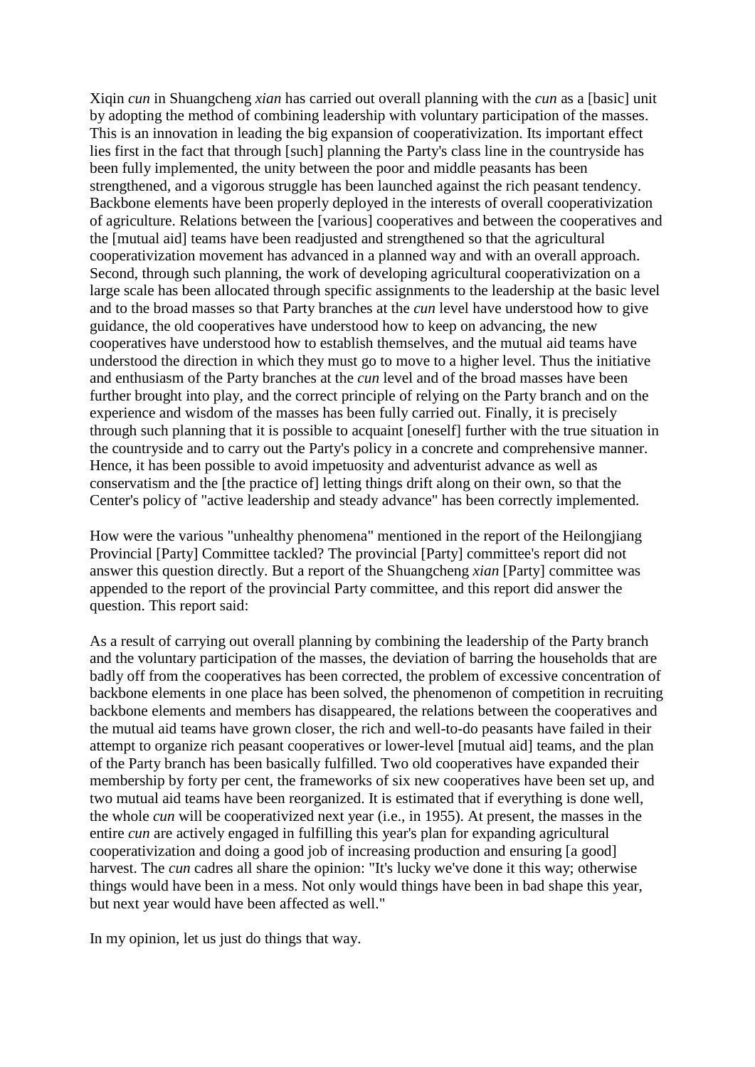Xiqin *cun* in Shuangcheng *xian* has carried out overall planning with the *cun* as a [basic] unit by adopting the method of combining leadership with voluntary participation of the masses. This is an innovation in leading the big expansion of cooperativization. Its important effect lies first in the fact that through [such] planning the Party's class line in the countryside has been fully implemented, the unity between the poor and middle peasants has been strengthened, and a vigorous struggle has been launched against the rich peasant tendency. Backbone elements have been properly deployed in the interests of overall cooperativization of agriculture. Relations between the [various] cooperatives and between the cooperatives and the [mutual aid] teams have been readjusted and strengthened so that the agricultural cooperativization movement has advanced in a planned way and with an overall approach. Second, through such planning, the work of developing agricultural cooperativization on a large scale has been allocated through specific assignments to the leadership at the basic level and to the broad masses so that Party branches at the *cun* level have understood how to give guidance, the old cooperatives have understood how to keep on advancing, the new cooperatives have understood how to establish themselves, and the mutual aid teams have understood the direction in which they must go to move to a higher level. Thus the initiative and enthusiasm of the Party branches at the *cun* level and of the broad masses have been further brought into play, and the correct principle of relying on the Party branch and on the experience and wisdom of the masses has been fully carried out. Finally, it is precisely through such planning that it is possible to acquaint [oneself] further with the true situation in the countryside and to carry out the Party's policy in a concrete and comprehensive manner. Hence, it has been possible to avoid impetuosity and adventurist advance as well as conservatism and the [the practice of] letting things drift along on their own, so that the Center's policy of "active leadership and steady advance" has been correctly implemented.

How were the various "unhealthy phenomena" mentioned in the report of the Heilongjiang Provincial [Party] Committee tackled? The provincial [Party] committee's report did not answer this question directly. But a report of the Shuangcheng *xian* [Party] committee was appended to the report of the provincial Party committee, and this report did answer the question. This report said:

As a result of carrying out overall planning by combining the leadership of the Party branch and the voluntary participation of the masses, the deviation of barring the households that are badly off from the cooperatives has been corrected, the problem of excessive concentration of backbone elements in one place has been solved, the phenomenon of competition in recruiting backbone elements and members has disappeared, the relations between the cooperatives and the mutual aid teams have grown closer, the rich and well-to-do peasants have failed in their attempt to organize rich peasant cooperatives or lower-level [mutual aid] teams, and the plan of the Party branch has been basically fulfilled. Two old cooperatives have expanded their membership by forty per cent, the frameworks of six new cooperatives have been set up, and two mutual aid teams have been reorganized. It is estimated that if everything is done well, the whole *cun* will be cooperativized next year (i.e., in 1955). At present, the masses in the entire *cun* are actively engaged in fulfilling this year's plan for expanding agricultural cooperativization and doing a good job of increasing production and ensuring [a good] harvest. The *cun* cadres all share the opinion: "It's lucky we've done it this way; otherwise things would have been in a mess. Not only would things have been in bad shape this year, but next year would have been affected as well."

In my opinion, let us just do things that way.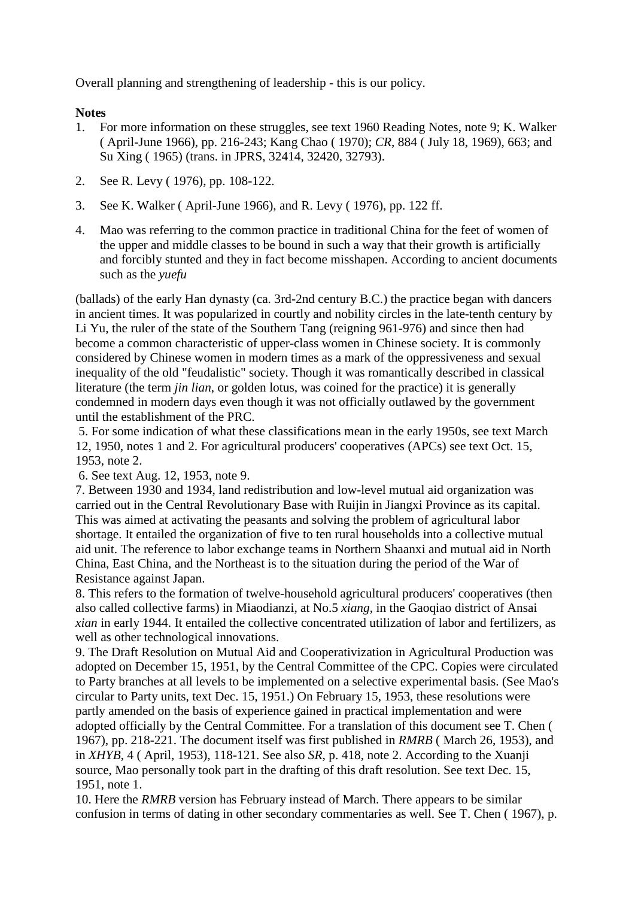Overall planning and strengthening of leadership - this is our policy.

**Notes**

1. For more information on these struggles, see text 1960 Reading Notes, note 9; K. Walker ( April-June 1966), pp. 216-243; Kang Chao ( 1970); *CR*, 884 ( July 18, 1969), 663; and Su Xing ( 1965) (trans. in JPRS, 32414, 32420, 32793).
2. See R. Levy ( 1976), pp. 108-122.
3. See K. Walker ( April-June 1966), and R. Levy ( 1976), pp. 122 ff.
4. Mao was referring to the common practice in traditional China for the feet of women of the upper and middle classes to be bound in such a way that their growth is artificially and forcibly stunted and they in fact become misshapen. According to ancient documents such as the *yuefu*

(ballads) of the early Han dynasty (ca. 3rd-2nd century B.C.) the practice began with dancers in ancient times. It was popularized in courtly and nobility circles in the late-tenth century by Li Yu, the ruler of the state of the Southern Tang (reigning 961-976) and since then had become a common characteristic of upper-class women in Chinese society. It is commonly considered by Chinese women in modern times as a mark of the oppressiveness and sexual inequality of the old "feudalistic" society. Though it was romantically described in classical literature (the term *jin lian*, or golden lotus, was coined for the practice) it is generally condemned in modern days even though it was not officially outlawed by the government until the establishment of the PRC.

5. For some indication of what these classifications mean in the early 1950s, see text March 12, 1950, notes 1 and 2. For agricultural producers' cooperatives (APCs) see text Oct. 15, 1953, note 2.
6. See text Aug. 12, 1953, note 9.
7. Between 1930 and 1934, land redistribution and low-level mutual aid organization was carried out in the Central Revolutionary Base with Ruijin in Jiangxi Province as its capital. This was aimed at activating the peasants and solving the problem of agricultural labor shortage. It entailed the organization of five to ten rural households into a collective mutual aid unit. The reference to labor exchange teams in Northern Shaanxi and mutual aid in North China, East China, and the Northeast is to the situation during the period of the War of Resistance against Japan.
8. This refers to the formation of twelve-household agricultural producers' cooperatives (then also called collective farms) in Miaodianzi, at No.5 *xiang*, in the Gaoqiao district of Ansai *xian* in early 1944. It entailed the collective concentrated utilization of labor and fertilizers, as well as other technological innovations.
9. The Draft Resolution on Mutual Aid and Cooperativization in Agricultural Production was adopted on December 15, 1951, by the Central Committee of the CPC. Copies were circulated to Party branches at all levels to be implemented on a selective experimental basis. (See Mao's circular to Party units, text Dec. 15, 1951.) On February 15, 1953, these resolutions were partly amended on the basis of experience gained in practical implementation and were adopted officially by the Central Committee. For a translation of this document see T. Chen ( 1967), pp. 218-221. The document itself was first published in *RMRB* ( March 26, 1953), and in *XHYB*, 4 ( April, 1953), 118-121. See also *SR*, p. 418, note 2. According to the Xuanji source, Mao personally took part in the drafting of this draft resolution. See text Dec. 15, 1951, note 1.
10. Here the *RMRB* version has February instead of March. There appears to be similar confusion in terms of dating in other secondary commentaries as well. See T. Chen ( 1967), p.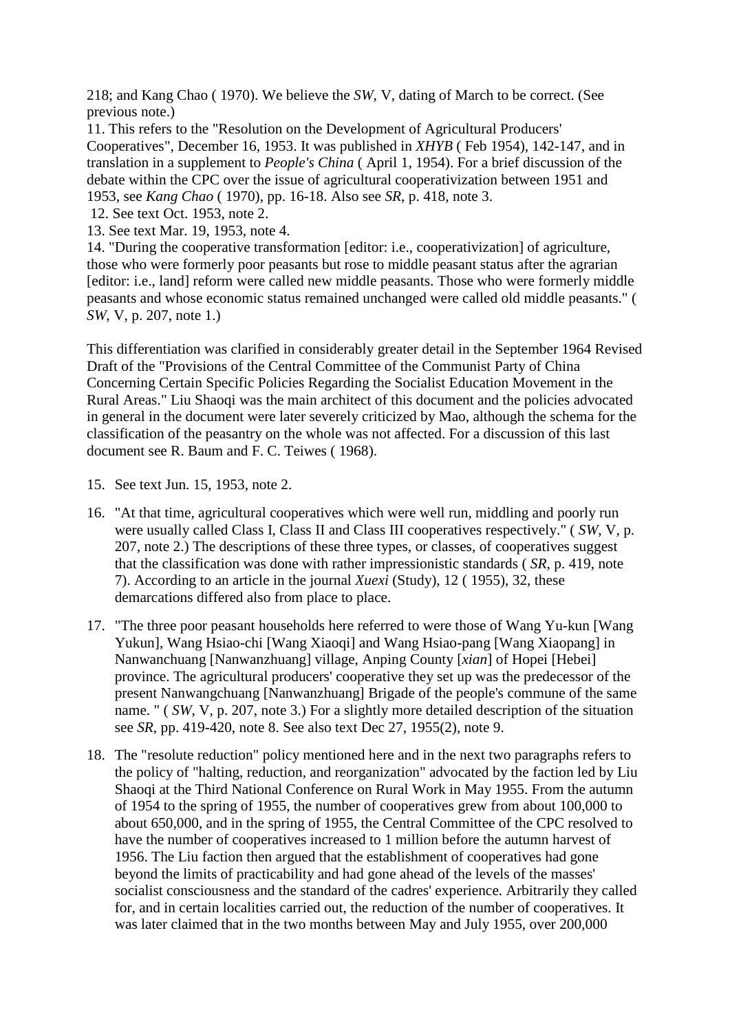218; and Kang Chao ( 1970). We believe the *SW*, V, dating of March to be correct. (See previous note.)

11. This refers to the "Resolution on the Development of Agricultural Producers' Cooperatives", December 16, 1953. It was published in *XHYB* ( Feb 1954), 142-147, and in translation in a supplement to *People's China* ( April 1, 1954). For a brief discussion of the debate within the CPC over the issue of agricultural cooperativization between 1951 and 1953, see *Kang Chao* ( 1970), pp. 16-18. Also see *SR*, p. 418, note 3.

12. See text Oct. 1953, note 2.

13. See text Mar. 19, 1953, note 4.

14. "During the cooperative transformation [editor: i.e., cooperativization] of agriculture, those who were formerly poor peasants but rose to middle peasant status after the agrarian [editor: i.e., land] reform were called new middle peasants. Those who were formerly middle peasants and whose economic status remained unchanged were called old middle peasants." ( *SW*, V, p. 207, note 1.)

This differentiation was clarified in considerably greater detail in the September 1964 Revised Draft of the "Provisions of the Central Committee of the Communist Party of China Concerning Certain Specific Policies Regarding the Socialist Education Movement in the Rural Areas." Liu Shaoqi was the main architect of this document and the policies advocated in general in the document were later severely criticized by Mao, although the schema for the classification of the peasantry on the whole was not affected. For a discussion of this last document see R. Baum and F. C. Teiwes ( 1968).

15. See text Jun. 15, 1953, note 2.

16. "At that time, agricultural cooperatives which were well run, middling and poorly run were usually called Class I, Class II and Class III cooperatives respectively." ( *SW*, V, p. 207, note 2.) The descriptions of these three types, or classes, of cooperatives suggest that the classification was done with rather impressionistic standards ( *SR*, p. 419, note 7). According to an article in the journal *Xuexi* (Study), 12 ( 1955), 32, these demarcations differed also from place to place.

17. "The three poor peasant households here referred to were those of Wang Yu-kun [Wang Yukun], Wang Hsiao-chi [Wang Xiaoqi] and Wang Hsiao-pang [Wang Xiaopang] in Nanwanchuang [Nanwanzhuang] village, Anping County [*xian*] of Hopei [Hebei] province. The agricultural producers' cooperative they set up was the predecessor of the present Nanwangchuang [Nanwanzhuang] Brigade of the people's commune of the same name. " ( *SW*, V, p. 207, note 3.) For a slightly more detailed description of the situation see *SR*, pp. 419-420, note 8. See also text Dec 27, 1955(2), note 9.

18. The "resolute reduction" policy mentioned here and in the next two paragraphs refers to the policy of "halting, reduction, and reorganization" advocated by the faction led by Liu Shaoqi at the Third National Conference on Rural Work in May 1955. From the autumn of 1954 to the spring of 1955, the number of cooperatives grew from about 100,000 to about 650,000, and in the spring of 1955, the Central Committee of the CPC resolved to have the number of cooperatives increased to 1 million before the autumn harvest of 1956. The Liu faction then argued that the establishment of cooperatives had gone beyond the limits of practicability and had gone ahead of the levels of the masses' socialist consciousness and the standard of the cadres' experience. Arbitrarily they called for, and in certain localities carried out, the reduction of the number of cooperatives. It was later claimed that in the two months between May and July 1955, over 200,000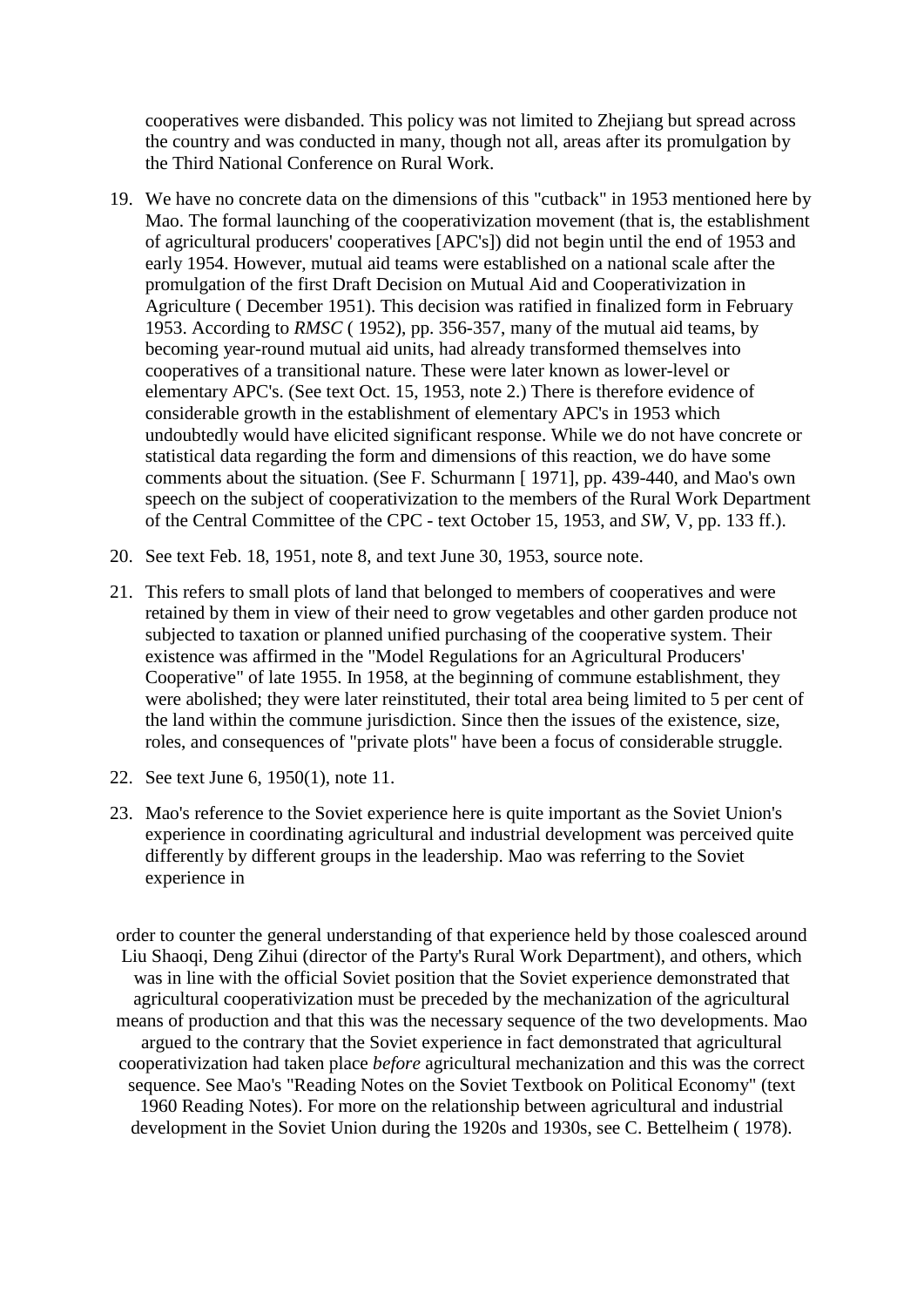cooperatives were disbanded. This policy was not limited to Zhejiang but spread across the country and was conducted in many, though not all, areas after its promulgation by the Third National Conference on Rural Work.

19. We have no concrete data on the dimensions of this "cutback" in 1953 mentioned here by Mao. The formal launching of the cooperativization movement (that is, the establishment of agricultural producers' cooperatives [APC's]) did not begin until the end of 1953 and early 1954. However, mutual aid teams were established on a national scale after the promulgation of the first Draft Decision on Mutual Aid and Cooperativization in Agriculture ( December 1951). This decision was ratified in finalized form in February 1953. According to *RMSC* ( 1952), pp. 356-357, many of the mutual aid teams, by becoming year-round mutual aid units, had already transformed themselves into cooperatives of a transitional nature. These were later known as lower-level or elementary APC's. (See text Oct. 15, 1953, note 2.) There is therefore evidence of considerable growth in the establishment of elementary APC's in 1953 which undoubtedly would have elicited significant response. While we do not have concrete or statistical data regarding the form and dimensions of this reaction, we do have some comments about the situation. (See F. Schurmann [ 1971], pp. 439-440, and Mao's own speech on the subject of cooperativization to the members of the Rural Work Department of the Central Committee of the CPC - text October 15, 1953, and *SW*, V, pp. 133 ff.).

20. See text Feb. 18, 1951, note 8, and text June 30, 1953, source note.

21. This refers to small plots of land that belonged to members of cooperatives and were retained by them in view of their need to grow vegetables and other garden produce not subjected to taxation or planned unified purchasing of the cooperative system. Their existence was affirmed in the "Model Regulations for an Agricultural Producers' Cooperative" of late 1955. In 1958, at the beginning of commune establishment, they were abolished; they were later reinstituted, their total area being limited to 5 per cent of the land within the commune jurisdiction. Since then the issues of the existence, size, roles, and consequences of "private plots" have been a focus of considerable struggle.

22. See text June 6, 1950(1), note 11.

23. Mao's reference to the Soviet experience here is quite important as the Soviet Union's experience in coordinating agricultural and industrial development was perceived quite differently by different groups in the leadership. Mao was referring to the Soviet experience in order to counter the general understanding of that experience held by those coalesced around Liu Shaoqi, Deng Zihui (director of the Party's Rural Work Department), and others, which was in line with the official Soviet position that the Soviet experience demonstrated that agricultural cooperativization must be preceded by the mechanization of the agricultural means of production and that this was the necessary sequence of the two developments. Mao argued to the contrary that the Soviet experience in fact demonstrated that agricultural cooperativization had taken place *before* agricultural mechanization and this was the correct sequence. See Mao's "Reading Notes on the Soviet Textbook on Political Economy" (text 1960 Reading Notes). For more on the relationship between agricultural and industrial development in the Soviet Union during the 1920s and 1930s, see C. Bettelheim ( 1978).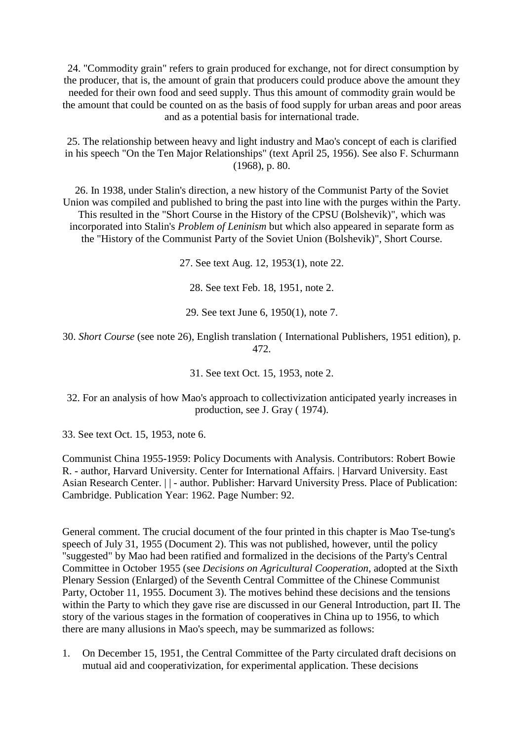24. "Commodity grain" refers to grain produced for exchange, not for direct consumption by the producer, that is, the amount of grain that producers could produce above the amount they needed for their own food and seed supply. Thus this amount of commodity grain would be the amount that could be counted on as the basis of food supply for urban areas and poor areas and as a potential basis for international trade.

25. The relationship between heavy and light industry and Mao's concept of each is clarified in his speech "On the Ten Major Relationships" (text April 25, 1956). See also F. Schurmann (1968), p. 80.

26. In 1938, under Stalin's direction, a new history of the Communist Party of the Soviet Union was compiled and published to bring the past into line with the purges within the Party. This resulted in the "Short Course in the History of the CPSU (Bolshevik)", which was incorporated into Stalin's *Problem of Leninism* but which also appeared in separate form as the "History of the Communist Party of the Soviet Union (Bolshevik)", Short Course.

27. See text Aug. 12, 1953(1), note 22.

28. See text Feb. 18, 1951, note 2.

29. See text June 6, 1950(1), note 7.

30. *Short Course* (see note 26), English translation ( International Publishers, 1951 edition), p. 472.

31. See text Oct. 15, 1953, note 2.

32. For an analysis of how Mao's approach to collectivization anticipated yearly increases in production, see J. Gray ( 1974).

33. See text Oct. 15, 1953, note 6.

Communist China 1955-1959: Policy Documents with Analysis. Contributors: Robert Bowie R. - author, Harvard University. Center for International Affairs. | Harvard University. East Asian Research Center. | | - author. Publisher: Harvard University Press. Place of Publication: Cambridge. Publication Year: 1962. Page Number: 92.

General comment. The crucial document of the four printed in this chapter is Mao Tse-tung's speech of July 31, 1955 (Document 2). This was not published, however, until the policy "suggested" by Mao had been ratified and formalized in the decisions of the Party's Central Committee in October 1955 (see *Decisions on Agricultural Cooperation*, adopted at the Sixth Plenary Session (Enlarged) of the Seventh Central Committee of the Chinese Communist Party, October 11, 1955. Document 3). The motives behind these decisions and the tensions within the Party to which they gave rise are discussed in our General Introduction, part II. The story of the various stages in the formation of cooperatives in China up to 1956, to which there are many allusions in Mao's speech, may be summarized as follows:

1. On December 15, 1951, the Central Committee of the Party circulated draft decisions on mutual aid and cooperativization, for experimental application. These decisions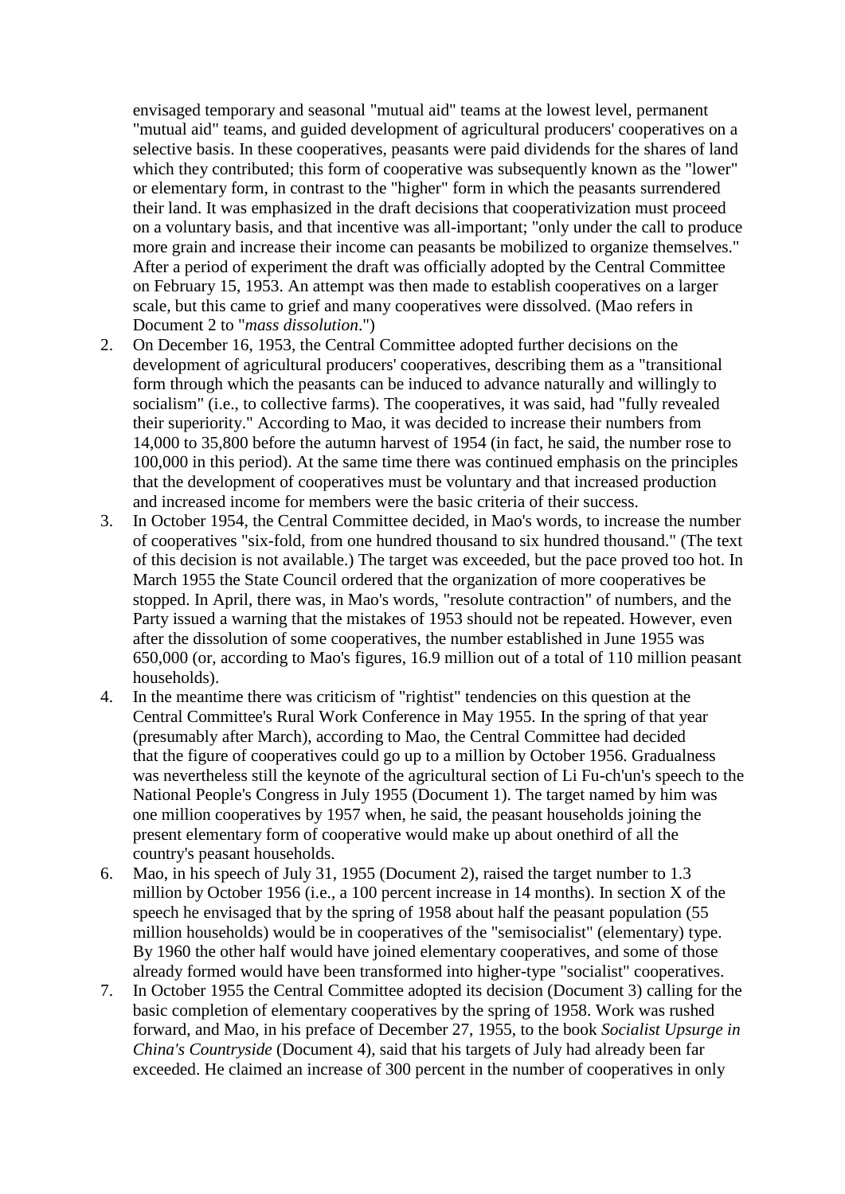envisaged temporary and seasonal "mutual aid" teams at the lowest level, permanent "mutual aid" teams, and guided development of agricultural producers' cooperatives on a selective basis. In these cooperatives, peasants were paid dividends for the shares of land which they contributed; this form of cooperative was subsequently known as the "lower" or elementary form, in contrast to the "higher" form in which the peasants surrendered their land. It was emphasized in the draft decisions that cooperativization must proceed on a voluntary basis, and that incentive was all-important; "only under the call to produce more grain and increase their income can peasants be mobilized to organize themselves." After a period of experiment the draft was officially adopted by the Central Committee on February 15, 1953. An attempt was then made to establish cooperatives on a larger scale, but this came to grief and many cooperatives were dissolved. (Mao refers in Document 2 to "*mass dissolution*.")

2. On December 16, 1953, the Central Committee adopted further decisions on the development of agricultural producers' cooperatives, describing them as a "transitional form through which the peasants can be induced to advance naturally and willingly to socialism" (i.e., to collective farms). The cooperatives, it was said, had "fully revealed their superiority." According to Mao, it was decided to increase their numbers from 14,000 to 35,800 before the autumn harvest of 1954 (in fact, he said, the number rose to 100,000 in this period). At the same time there was continued emphasis on the principles that the development of cooperatives must be voluntary and that increased production and increased income for members were the basic criteria of their success.
3. In October 1954, the Central Committee decided, in Mao's words, to increase the number of cooperatives "six-fold, from one hundred thousand to six hundred thousand." (The text of this decision is not available.) The target was exceeded, but the pace proved too hot. In March 1955 the State Council ordered that the organization of more cooperatives be stopped. In April, there was, in Mao's words, "resolute contraction" of numbers, and the Party issued a warning that the mistakes of 1953 should not be repeated. However, even after the dissolution of some cooperatives, the number established in June 1955 was 650,000 (or, according to Mao's figures, 16.9 million out of a total of 110 million peasant households).
4. In the meantime there was criticism of "rightist" tendencies on this question at the Central Committee's Rural Work Conference in May 1955. In the spring of that year (presumably after March), according to Mao, the Central Committee had decided that the figure of cooperatives could go up to a million by October 1956. Gradualness was nevertheless still the keynote of the agricultural section of Li Fu-ch'un's speech to the National People's Congress in July 1955 (Document 1). The target named by him was one million cooperatives by 1957 when, he said, the peasant households joining the present elementary form of cooperative would make up about onethird of all the country's peasant households.
6. Mao, in his speech of July 31, 1955 (Document 2), raised the target number to 1.3 million by October 1956 (i.e., a 100 percent increase in 14 months). In section X of the speech he envisaged that by the spring of 1958 about half the peasant population (55 million households) would be in cooperatives of the "semisocialist" (elementary) type. By 1960 the other half would have joined elementary cooperatives, and some of those already formed would have been transformed into higher-type "socialist" cooperatives.
7. In October 1955 the Central Committee adopted its decision (Document 3) calling for the basic completion of elementary cooperatives by the spring of 1958. Work was rushed forward, and Mao, in his preface of December 27, 1955, to the book *Socialist Upsurge in China's Countryside* (Document 4), said that his targets of July had already been far exceeded. He claimed an increase of 300 percent in the number of cooperatives in only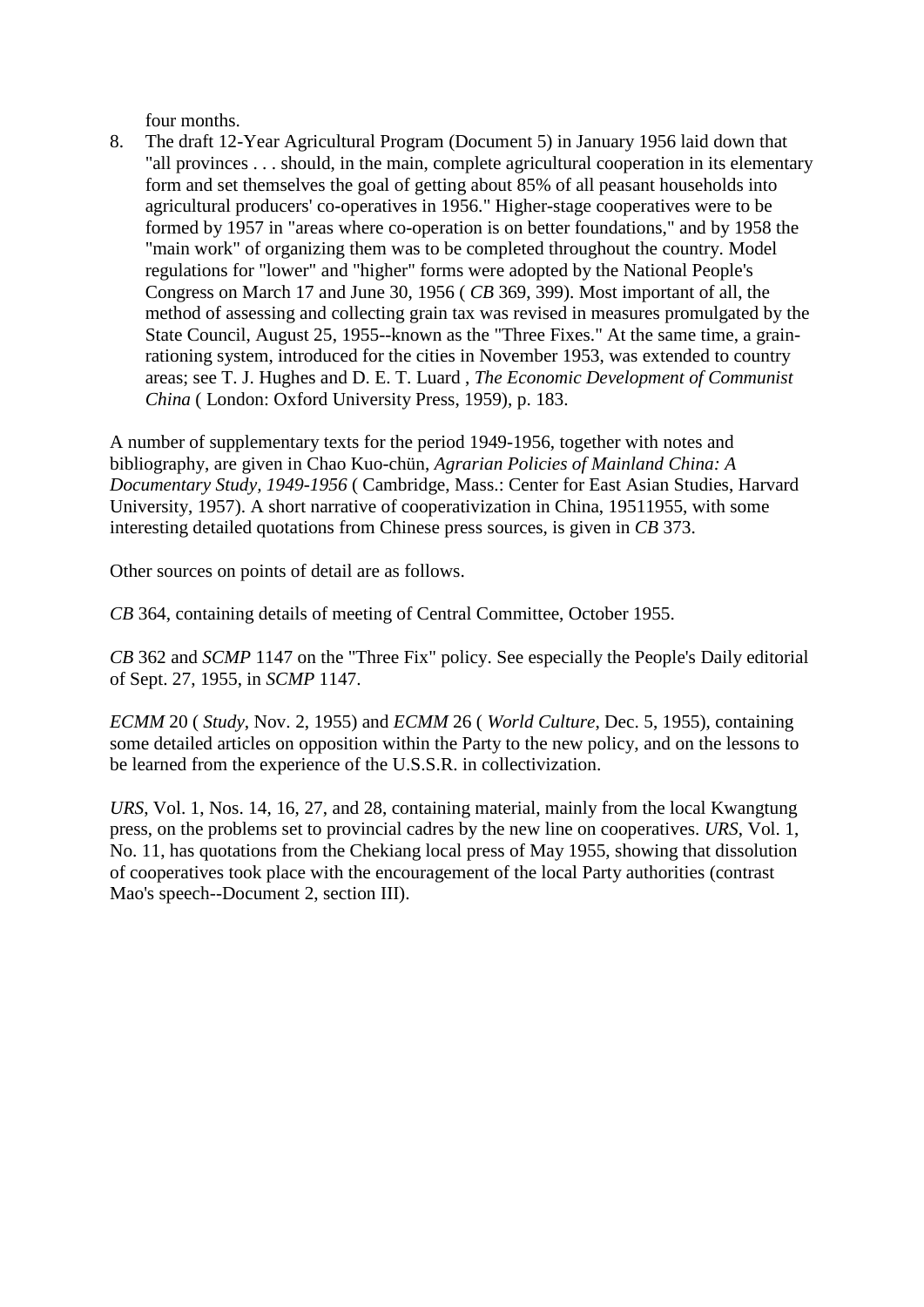four months.

8. The draft 12-Year Agricultural Program (Document 5) in January 1956 laid down that "all provinces . . . should, in the main, complete agricultural cooperation in its elementary form and set themselves the goal of getting about 85% of all peasant households into agricultural producers' co-operatives in 1956." Higher-stage cooperatives were to be formed by 1957 in "areas where co-operation is on better foundations," and by 1958 the "main work" of organizing them was to be completed throughout the country. Model regulations for "lower" and "higher" forms were adopted by the National People's Congress on March 17 and June 30, 1956 ( *CB* 369, 399). Most important of all, the method of assessing and collecting grain tax was revised in measures promulgated by the State Council, August 25, 1955--known as the "Three Fixes." At the same time, a grain-rationing system, introduced for the cities in November 1953, was extended to country areas; see T. J. Hughes and D. E. T. Luard , *The Economic Development of Communist China* ( London: Oxford University Press, 1959), p. 183.

A number of supplementary texts for the period 1949-1956, together with notes and bibliography, are given in Chao Kuo-chün, *Agrarian Policies of Mainland China: A Documentary Study, 1949-1956* ( Cambridge, Mass.: Center for East Asian Studies, Harvard University, 1957). A short narrative of cooperativization in China, 19511955, with some interesting detailed quotations from Chinese press sources, is given in *CB* 373.

Other sources on points of detail are as follows.

*CB* 364, containing details of meeting of Central Committee, October 1955.

*CB* 362 and *SCMP* 1147 on the "Three Fix" policy. See especially the People's Daily editorial of Sept. 27, 1955, in *SCMP* 1147.

*ECMM* 20 ( *Study*, Nov. 2, 1955) and *ECMM* 26 ( *World Culture*, Dec. 5, 1955), containing some detailed articles on opposition within the Party to the new policy, and on the lessons to be learned from the experience of the U.S.S.R. in collectivization.

*URS*, Vol. 1, Nos. 14, 16, 27, and 28, containing material, mainly from the local Kwangtung press, on the problems set to provincial cadres by the new line on cooperatives. *URS*, Vol. 1, No. 11, has quotations from the Chekiang local press of May 1955, showing that dissolution of cooperatives took place with the encouragement of the local Party authorities (contrast Mao's speech--Document 2, section III).